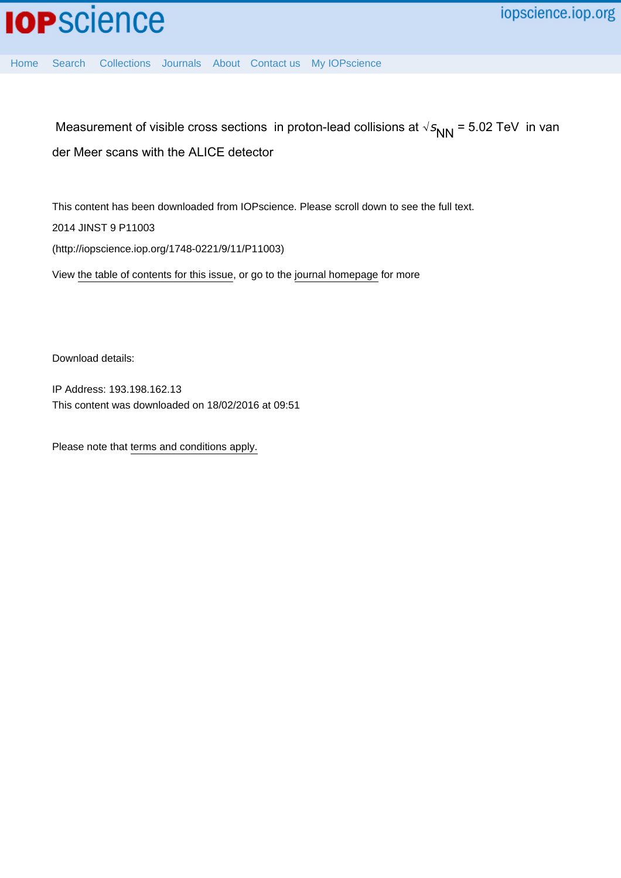Measurement of visible cross sections in proton-lead collisions at $\sqrt{s_{NN}}$ = 5.02 TeV in van der Meer scans with the ALICE detector

This content has been downloaded from IOPscience. Please scroll down to see the full text.

2014 JINST 9 P11003

(http://iopscience.iop.org/1748-0221/9/11/P11003)

View the table of contents for this issue, or go to the journal homepage for more

Download details:

IP Address: 193.198.162.13

This content was downloaded on 18/02/2016 at 09:51

Please note that terms and conditions apply.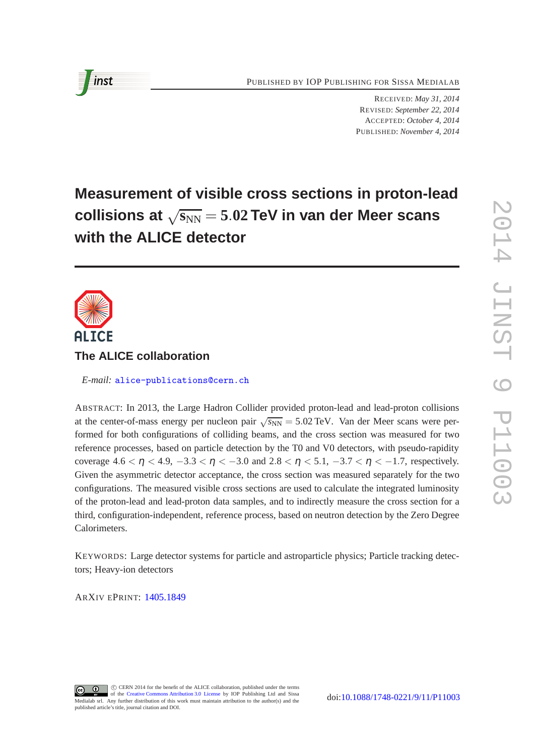# Measurement of visible cross sections in proton-lead collisions at $\sqrt{s_{NN}} = 5.02$ TeV in van der Meer scans with the ALICE detector

RECEIVED: *May 31, 2014*
REVISED: *September 22, 2014*
ACCEPTED: *October 4, 2014*
PUBLISHED: *November 4, 2014*

**The ALICE collaboration**

*E-mail:* alice-publications@cern.ch

ABSTRACT: In 2013, the Large Hadron Collider provided proton-lead and lead-proton collisions at the center-of-mass energy per nucleon pair $\sqrt{s_{NN}} = 5.02$ TeV. Van der Meer scans were performed for both configurations of colliding beams, and the cross section was measured for two reference processes, based on particle detection by the T0 and V0 detectors, with pseudo-rapidity coverage $4.6 < \eta < 4.9$, $-3.3 < \eta < -3.0$ and $2.8 < \eta < 5.1$, $-3.7 < \eta < -1.7$, respectively. Given the asymmetric detector acceptance, the cross section was measured separately for the two configurations. The measured visible cross sections are used to calculate the integrated luminosity of the proton-lead and lead-proton data samples, and to indirectly measure the cross section for a third, configuration-independent, reference process, based on neutron detection by the Zero Degree Calorimeters.

KEYWORDS: Large detector systems for particle and astroparticle physics; Particle tracking detectors; Heavy-ion detectors

ARXIV EPRINT: 1405.1849

© CERN 2014 for the benefit of the ALICE collaboration, published under the terms of the Creative Commons Attribution 3.0 License by IOP Publishing Ltd and Sissa Medialab srl. Any further distribution of this work must maintain attribution to the author(s) and the published article's title, journal citation and DOI.

doi:10.1088/1748-0221/9/11/P11003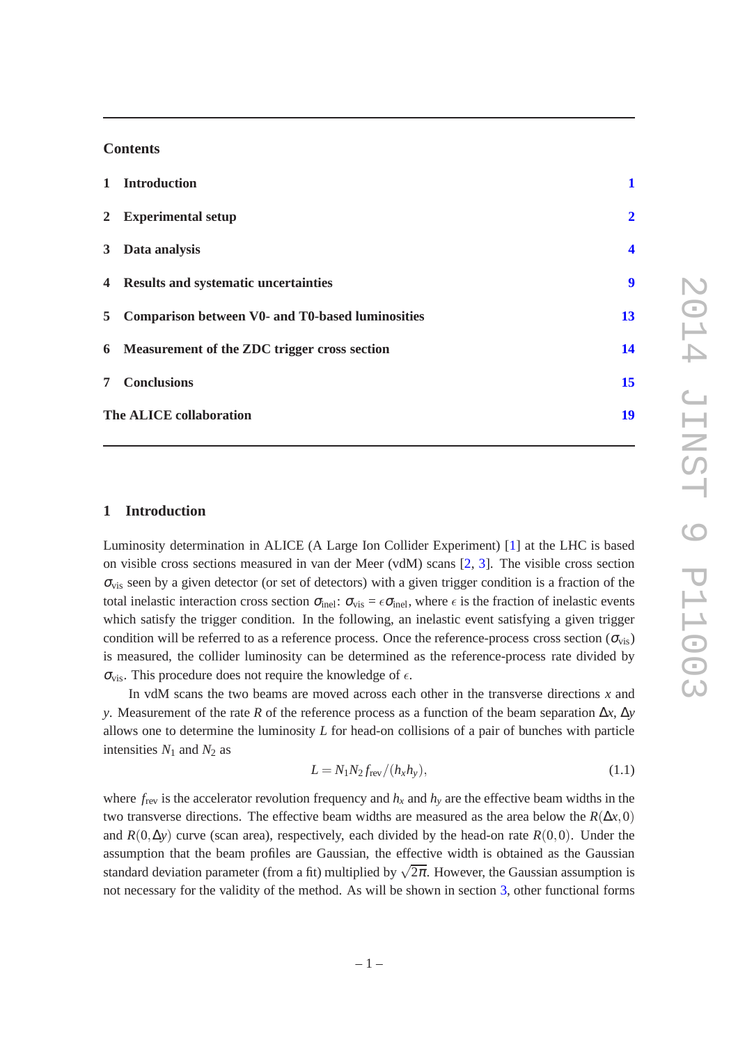## Contents

| | | |
|---|---|---|
| **1** | **Introduction** | **1** |
| **2** | **Experimental setup** | **2** |
| **3** | **Data analysis** | **4** |
| **4** | **Results and systematic uncertainties** | **9** |
| **5** | **Comparison between V0- and T0-based luminosities** | **13** |
| **6** | **Measurement of the ZDC trigger cross section** | **14** |
| **7** | **Conclusions** | **15** |
| | **The ALICE collaboration** | **19** |

## 1 Introduction

Luminosity determination in ALICE (A Large Ion Collider Experiment) [1] at the LHC is based on visible cross sections measured in van der Meer (vdM) scans [2, 3]. The visible cross section $\sigma_{\text{vis}}$ seen by a given detector (or set of detectors) with a given trigger condition is a fraction of the total inelastic interaction cross section $\sigma_{\text{inel}}$: $\sigma_{\text{vis}} = \epsilon \sigma_{\text{inel}}$, where $\epsilon$ is the fraction of inelastic events which satisfy the trigger condition. In the following, an inelastic event satisfying a given trigger condition will be referred to as a reference process. Once the reference-process cross section ($\sigma_{\text{vis}}$) is measured, the collider luminosity can be determined as the reference-process rate divided by $\sigma_{\text{vis}}$. This procedure does not require the knowledge of $\epsilon$.

In vdM scans the two beams are moved across each other in the transverse directions $x$ and $y$. Measurement of the rate $R$ of the reference process as a function of the beam separation $\Delta x$, $\Delta y$ allows one to determine the luminosity $L$ for head-on collisions of a pair of bunches with particle intensities $N_1$ and $N_2$ as

$$L = N_1 N_2 f_{\text{rev}}/(h_x h_y), \tag{1.1}$$

where $f_{\text{rev}}$ is the accelerator revolution frequency and $h_x$ and $h_y$ are the effective beam widths in the two transverse directions. The effective beam widths are measured as the area below the $R(\Delta x, 0)$ and $R(0, \Delta y)$ curve (scan area), respectively, each divided by the head-on rate $R(0,0)$. Under the assumption that the beam profiles are Gaussian, the effective width is obtained as the Gaussian standard deviation parameter (from a fit) multiplied by $\sqrt{2\pi}$. However, the Gaussian assumption is not necessary for the validity of the method. As will be shown in section 3, other functional forms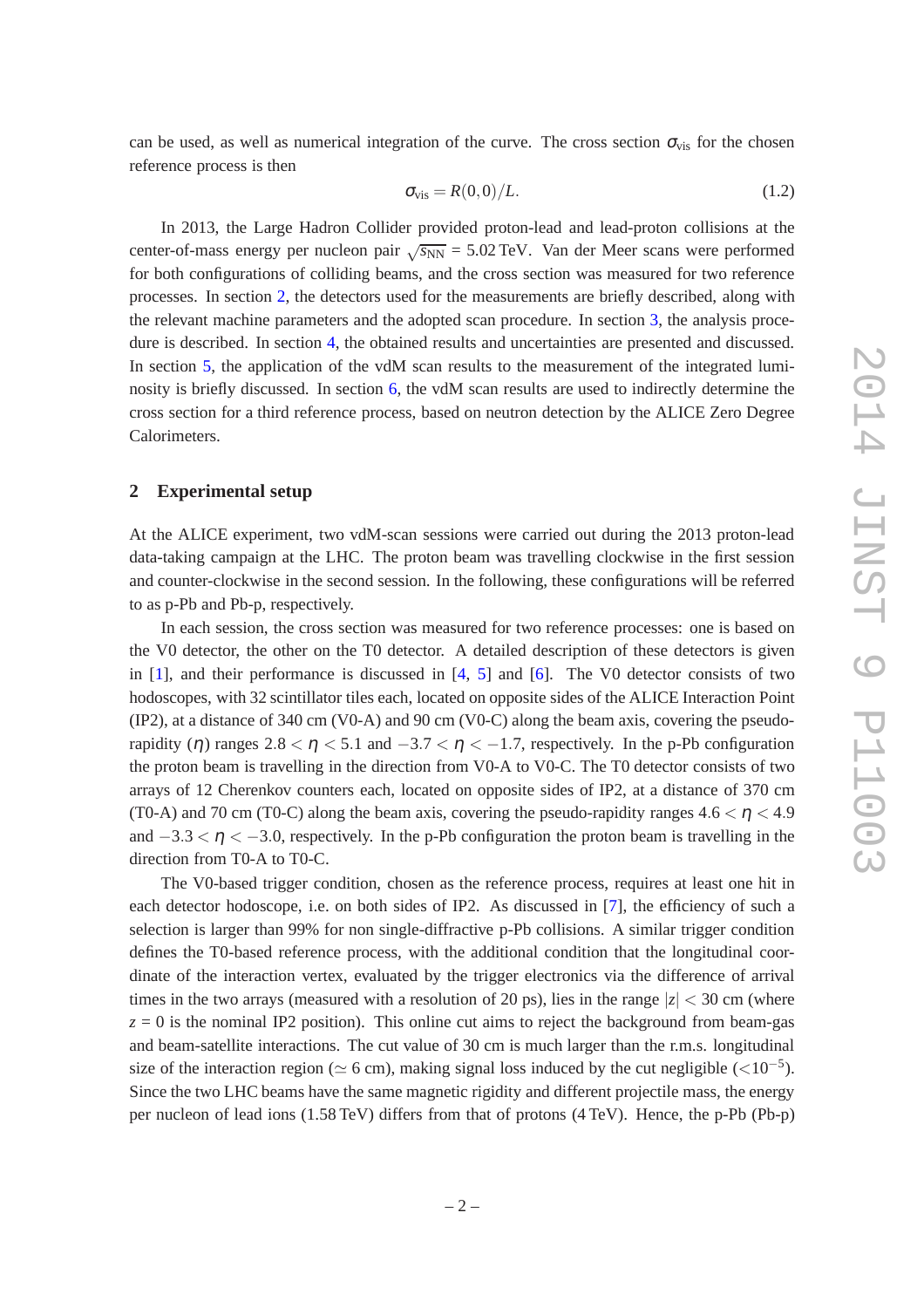can be used, as well as numerical integration of the curve. The cross section $\sigma_{\rm vis}$ for the chosen reference process is then

$$\sigma_{\rm vis} = R(0,0)/L. \tag{1.2}$$

In 2013, the Large Hadron Collider provided proton-lead and lead-proton collisions at the center-of-mass energy per nucleon pair $\sqrt{s_{\rm NN}}$ = 5.02 TeV. Van der Meer scans were performed for both configurations of colliding beams, and the cross section was measured for two reference processes. In section 2, the detectors used for the measurements are briefly described, along with the relevant machine parameters and the adopted scan procedure. In section 3, the analysis procedure is described. In section 4, the obtained results and uncertainties are presented and discussed. In section 5, the application of the vdM scan results to the measurement of the integrated luminosity is briefly discussed. In section 6, the vdM scan results are used to indirectly determine the cross section for a third reference process, based on neutron detection by the ALICE Zero Degree Calorimeters.

## 2 Experimental setup

At the ALICE experiment, two vdM-scan sessions were carried out during the 2013 proton-lead data-taking campaign at the LHC. The proton beam was travelling clockwise in the first session and counter-clockwise in the second session. In the following, these configurations will be referred to as p-Pb and Pb-p, respectively.

In each session, the cross section was measured for two reference processes: one is based on the V0 detector, the other on the T0 detector. A detailed description of these detectors is given in [1], and their performance is discussed in [4, 5] and [6]. The V0 detector consists of two hodoscopes, with 32 scintillator tiles each, located on opposite sides of the ALICE Interaction Point (IP2), at a distance of 340 cm (V0-A) and 90 cm (V0-C) along the beam axis, covering the pseudo-rapidity ($\eta$) ranges $2.8 < \eta < 5.1$ and $-3.7 < \eta < -1.7$, respectively. In the p-Pb configuration the proton beam is travelling in the direction from V0-A to V0-C. The T0 detector consists of two arrays of 12 Cherenkov counters each, located on opposite sides of IP2, at a distance of 370 cm (T0-A) and 70 cm (T0-C) along the beam axis, covering the pseudo-rapidity ranges $4.6 < \eta < 4.9$ and $-3.3 < \eta < -3.0$, respectively. In the p-Pb configuration the proton beam is travelling in the direction from T0-A to T0-C.

The V0-based trigger condition, chosen as the reference process, requires at least one hit in each detector hodoscope, i.e. on both sides of IP2. As discussed in [7], the efficiency of such a selection is larger than 99% for non single-diffractive p-Pb collisions. A similar trigger condition defines the T0-based reference process, with the additional condition that the longitudinal coordinate of the interaction vertex, evaluated by the trigger electronics via the difference of arrival times in the two arrays (measured with a resolution of 20 ps), lies in the range $|z| < 30$ cm (where $z = 0$ is the nominal IP2 position). This online cut aims to reject the background from beam-gas and beam-satellite interactions. The cut value of 30 cm is much larger than the r.m.s. longitudinal size of the interaction region ($\simeq 6$ cm), making signal loss induced by the cut negligible ($<10^{-5}$). Since the two LHC beams have the same magnetic rigidity and different projectile mass, the energy per nucleon of lead ions (1.58 TeV) differs from that of protons (4 TeV). Hence, the p-Pb (Pb-p)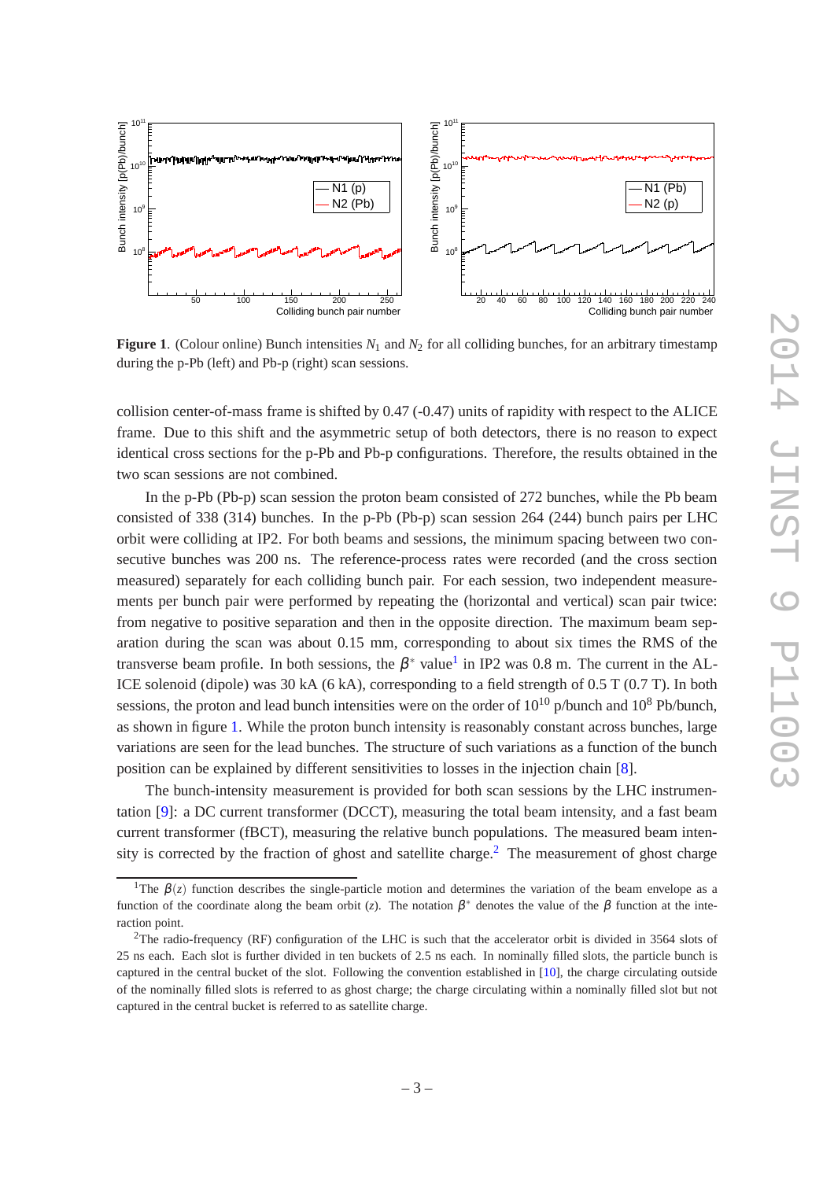**Figure 1**. (Colour online) Bunch intensities $N_1$ and $N_2$ for all colliding bunches, for an arbitrary timestamp during the p-Pb (left) and Pb-p (right) scan sessions.

collision center-of-mass frame is shifted by 0.47 (-0.47) units of rapidity with respect to the ALICE frame. Due to this shift and the asymmetric setup of both detectors, there is no reason to expect identical cross sections for the p-Pb and Pb-p configurations. Therefore, the results obtained in the two scan sessions are not combined.

In the p-Pb (Pb-p) scan session the proton beam consisted of 272 bunches, while the Pb beam consisted of 338 (314) bunches. In the p-Pb (Pb-p) scan session 264 (244) bunch pairs per LHC orbit were colliding at IP2. For both beams and sessions, the minimum spacing between two consecutive bunches was 200 ns. The reference-process rates were recorded (and the cross section measured) separately for each colliding bunch pair. For each session, two independent measurements per bunch pair were performed by repeating the (horizontal and vertical) scan pair twice: from negative to positive separation and then in the opposite direction. The maximum beam separation during the scan was about 0.15 mm, corresponding to about six times the RMS of the transverse beam profile. In both sessions, the $\beta^*$ value[1] in IP2 was 0.8 m. The current in the ALICE solenoid (dipole) was 30 kA (6 kA), corresponding to a field strength of 0.5 T (0.7 T). In both sessions, the proton and lead bunch intensities were on the order of $10^{10}$ p/bunch and $10^8$ Pb/bunch, as shown in figure 1. While the proton bunch intensity is reasonably constant across bunches, large variations are seen for the lead bunches. The structure of such variations as a function of the bunch position can be explained by different sensitivities to losses in the injection chain [8].

The bunch-intensity measurement is provided for both scan sessions by the LHC instrumentation [9]: a DC current transformer (DCCT), measuring the total beam intensity, and a fast beam current transformer (fBCT), measuring the relative bunch populations. The measured beam intensity is corrected by the fraction of ghost and satellite charge.[2] The measurement of ghost charge

[1] The $\beta(z)$ function describes the single-particle motion and determines the variation of the beam envelope as a function of the coordinate along the beam orbit ($z$). The notation $\beta^*$ denotes the value of the $\beta$ function at the interaction point.

[2] The radio-frequency (RF) configuration of the LHC is such that the accelerator orbit is divided in 3564 slots of 25 ns each. Each slot is further divided in ten buckets of 2.5 ns each. In nominally filled slots, the particle bunch is captured in the central bucket of the slot. Following the convention established in [10], the charge circulating outside of the nominally filled slots is referred to as ghost charge; the charge circulating within a nominally filled slot but not captured in the central bucket is referred to as satellite charge.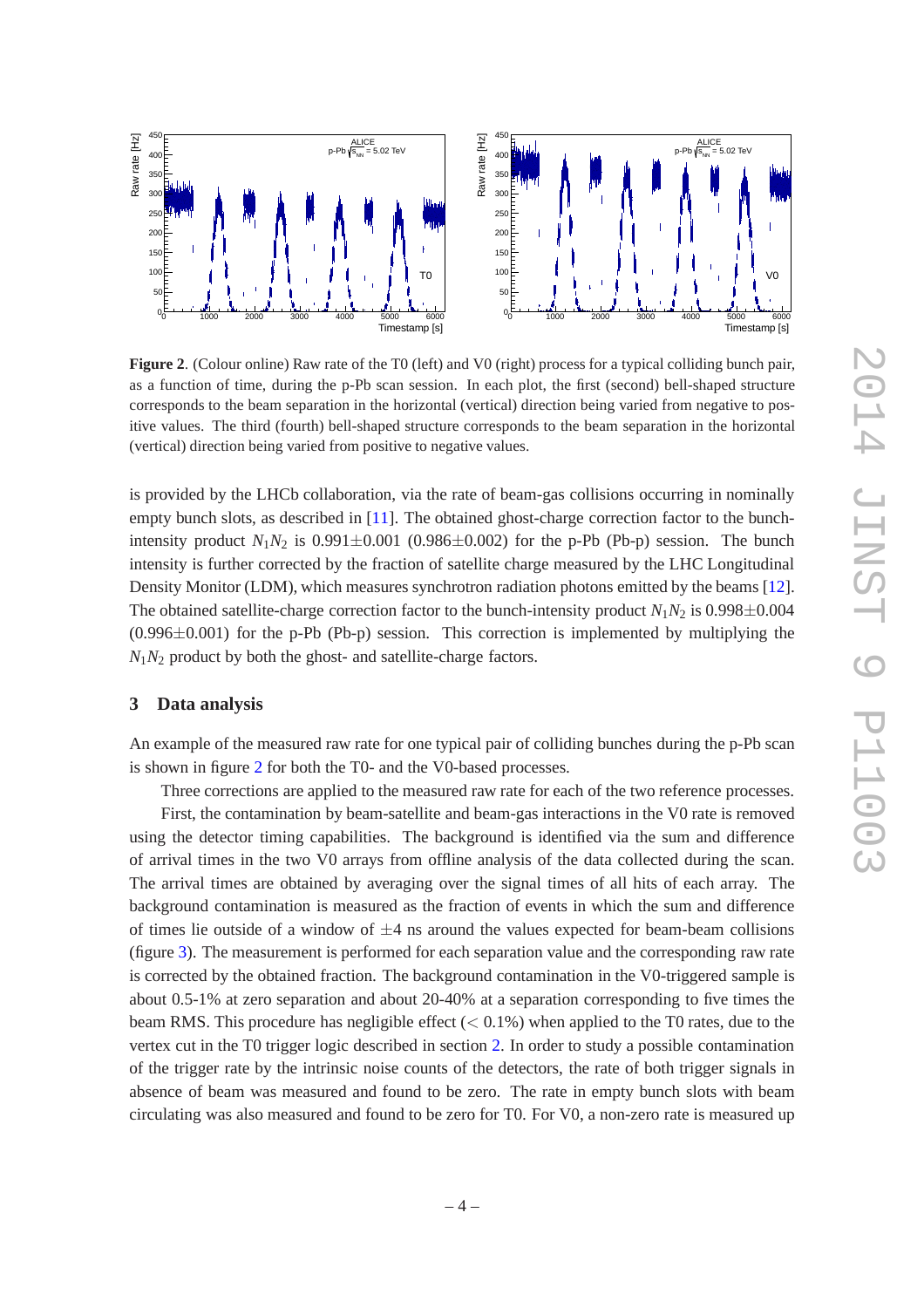**Figure 2**. (Colour online) Raw rate of the T0 (left) and V0 (right) process for a typical colliding bunch pair, as a function of time, during the p-Pb scan session. In each plot, the first (second) bell-shaped structure corresponds to the beam separation in the horizontal (vertical) direction being varied from negative to positive values. The third (fourth) bell-shaped structure corresponds to the beam separation in the horizontal (vertical) direction being varied from positive to negative values.

is provided by the LHCb collaboration, via the rate of beam-gas collisions occurring in nominally empty bunch slots, as described in [11]. The obtained ghost-charge correction factor to the bunch-intensity product $N_1N_2$ is 0.991$\pm$0.001 (0.986$\pm$0.002) for the p-Pb (Pb-p) session. The bunch intensity is further corrected by the fraction of satellite charge measured by the LHC Longitudinal Density Monitor (LDM), which measures synchrotron radiation photons emitted by the beams [12]. The obtained satellite-charge correction factor to the bunch-intensity product $N_1N_2$ is 0.998$\pm$0.004 (0.996$\pm$0.001) for the p-Pb (Pb-p) session. This correction is implemented by multiplying the $N_1N_2$ product by both the ghost- and satellite-charge factors.

## 3 Data analysis

An example of the measured raw rate for one typical pair of colliding bunches during the p-Pb scan is shown in figure 2 for both the T0- and the V0-based processes.

Three corrections are applied to the measured raw rate for each of the two reference processes.

First, the contamination by beam-satellite and beam-gas interactions in the V0 rate is removed using the detector timing capabilities. The background is identified via the sum and difference of arrival times in the two V0 arrays from offline analysis of the data collected during the scan. The arrival times are obtained by averaging over the signal times of all hits of each array. The background contamination is measured as the fraction of events in which the sum and difference of times lie outside of a window of $\pm$4 ns around the values expected for beam-beam collisions (figure 3). The measurement is performed for each separation value and the corresponding raw rate is corrected by the obtained fraction. The background contamination in the V0-triggered sample is about 0.5-1% at zero separation and about 20-40% at a separation corresponding to five times the beam RMS. This procedure has negligible effect ($<$ 0.1%) when applied to the T0 rates, due to the vertex cut in the T0 trigger logic described in section 2. In order to study a possible contamination of the trigger rate by the intrinsic noise counts of the detectors, the rate of both trigger signals in absence of beam was measured and found to be zero. The rate in empty bunch slots with beam circulating was also measured and found to be zero for T0. For V0, a non-zero rate is measured up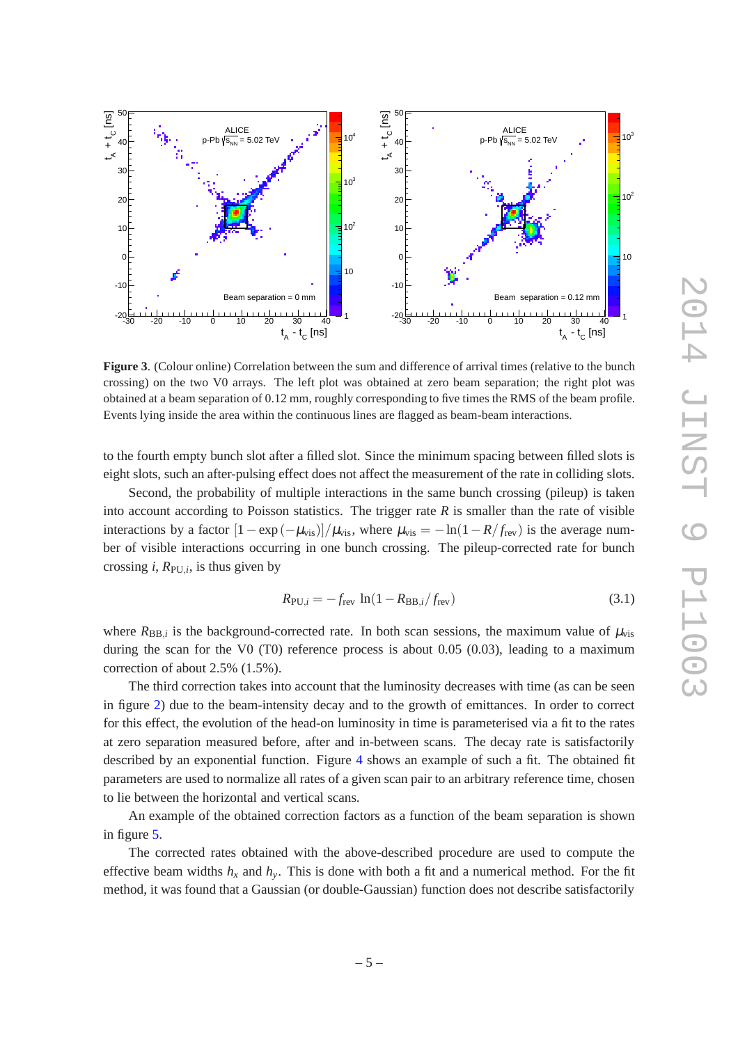**Figure 3**. (Colour online) Correlation between the sum and difference of arrival times (relative to the bunch crossing) on the two V0 arrays. The left plot was obtained at zero beam separation; the right plot was obtained at a beam separation of 0.12 mm, roughly corresponding to five times the RMS of the beam profile. Events lying inside the area within the continuous lines are flagged as beam-beam interactions.

to the fourth empty bunch slot after a filled slot. Since the minimum spacing between filled slots is eight slots, such an after-pulsing effect does not affect the measurement of the rate in colliding slots.

Second, the probability of multiple interactions in the same bunch crossing (pileup) is taken into account according to Poisson statistics. The trigger rate $R$ is smaller than the rate of visible interactions by a factor $[1-\exp(-\mu_{\text{vis}})]/\mu_{\text{vis}}$, where $\mu_{\text{vis}} = -\ln(1-R/f_{\text{rev}})$ is the average number of visible interactions occurring in one bunch crossing. The pileup-corrected rate for bunch crossing $i$, $R_{\text{PU},i}$, is thus given by

$$R_{\text{PU},i} = -f_{\text{rev}} \ln(1-R_{\text{BB},i}/f_{\text{rev}}) \tag{3.1}$$

where $R_{\text{BB},i}$ is the background-corrected rate. In both scan sessions, the maximum value of $\mu_{\text{vis}}$ during the scan for the V0 (T0) reference process is about 0.05 (0.03), leading to a maximum correction of about 2.5% (1.5%).

The third correction takes into account that the luminosity decreases with time (as can be seen in figure 2) due to the beam-intensity decay and to the growth of emittances. In order to correct for this effect, the evolution of the head-on luminosity in time is parameterised via a fit to the rates at zero separation measured before, after and in-between scans. The decay rate is satisfactorily described by an exponential function. Figure 4 shows an example of such a fit. The obtained fit parameters are used to normalize all rates of a given scan pair to an arbitrary reference time, chosen to lie between the horizontal and vertical scans.

An example of the obtained correction factors as a function of the beam separation is shown in figure 5.

The corrected rates obtained with the above-described procedure are used to compute the effective beam widths $h_x$ and $h_y$. This is done with both a fit and a numerical method. For the fit method, it was found that a Gaussian (or double-Gaussian) function does not describe satisfactorily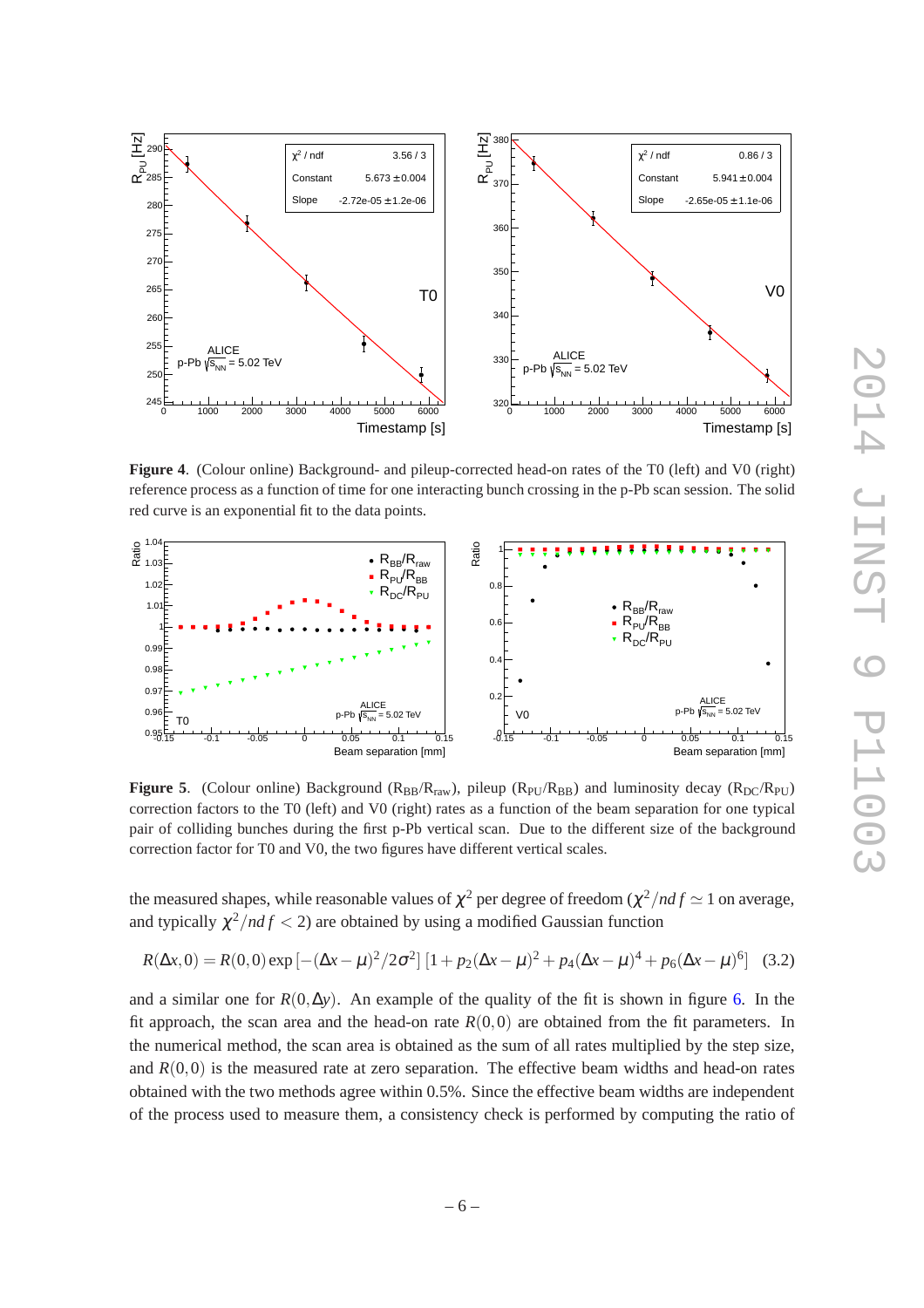**Figure 4**. (Colour online) Background- and pileup-corrected head-on rates of the T0 (left) and V0 (right) reference process as a function of time for one interacting bunch crossing in the p-Pb scan session. The solid red curve is an exponential fit to the data points.

**Figure 5**. (Colour online) Background ($R_{BB}/R_{raw}$), pileup ($R_{PU}/R_{BB}$) and luminosity decay ($R_{DC}/R_{PU}$) correction factors to the T0 (left) and V0 (right) rates as a function of the beam separation for one typical pair of colliding bunches during the first p-Pb vertical scan. Due to the different size of the background correction factor for T0 and V0, the two figures have different vertical scales.

the measured shapes, while reasonable values of $\chi^2$ per degree of freedom ($\chi^2/ndf \simeq 1$ on average, and typically $\chi^2/ndf < 2$) are obtained by using a modified Gaussian function

$$R(\Delta x, 0) = R(0,0) \exp\left[-(\Delta x - \mu)^2/2\sigma^2\right] \left[1 + p_2(\Delta x - \mu)^2 + p_4(\Delta x - \mu)^4 + p_6(\Delta x - \mu)^6\right] \quad (3.2)$$

and a similar one for $R(0, \Delta y)$. An example of the quality of the fit is shown in figure 6. In the fit approach, the scan area and the head-on rate $R(0,0)$ are obtained from the fit parameters. In the numerical method, the scan area is obtained as the sum of all rates multiplied by the step size, and $R(0,0)$ is the measured rate at zero separation. The effective beam widths and head-on rates obtained with the two methods agree within 0.5%. Since the effective beam widths are independent of the process used to measure them, a consistency check is performed by computing the ratio of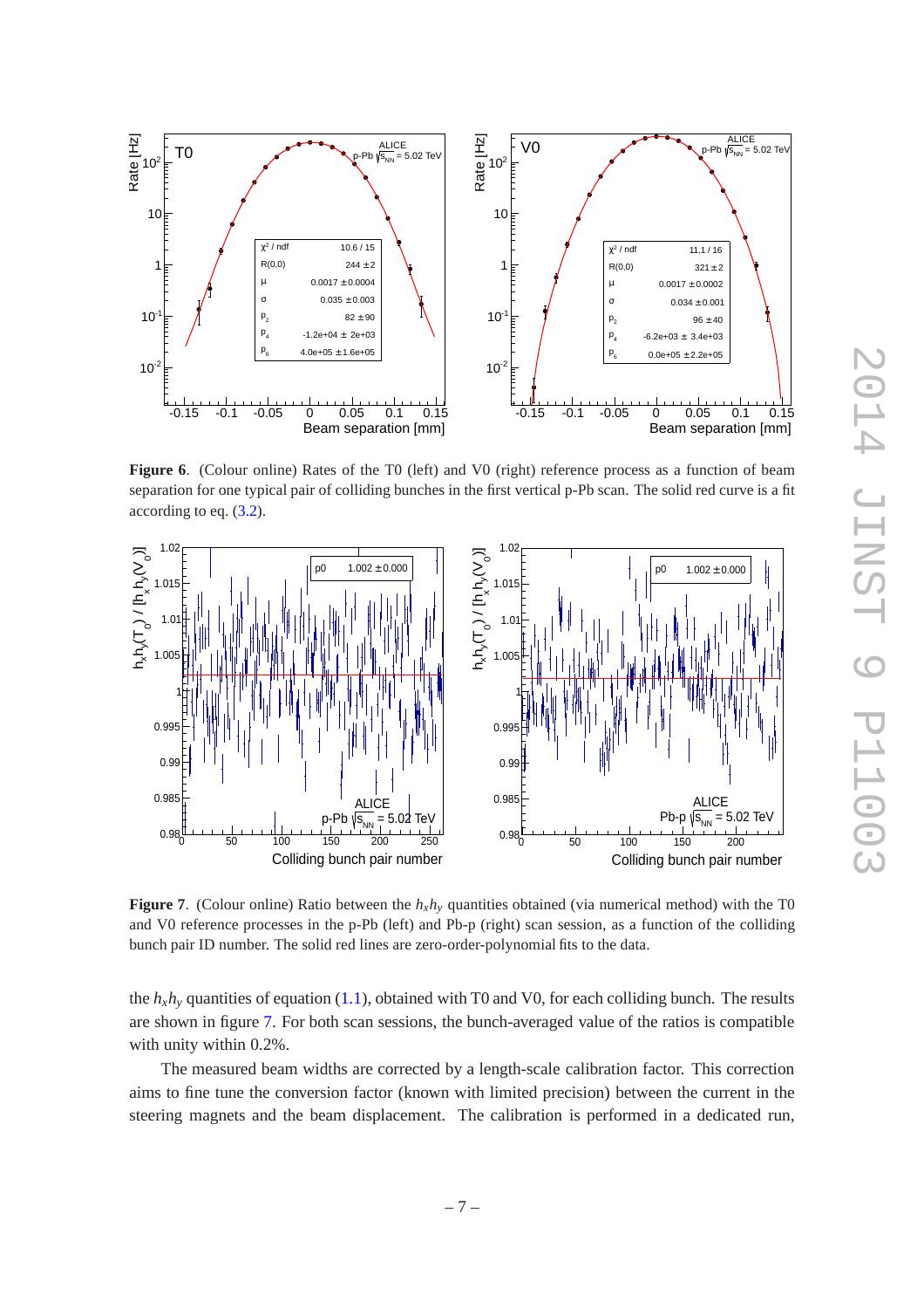**Figure 6**. (Colour online) Rates of the T0 (left) and V0 (right) reference process as a function of beam separation for one typical pair of colliding bunches in the first vertical p-Pb scan. The solid red curve is a fit according to eq. (3.2).

**Figure 7**. (Colour online) Ratio between the $h_x h_y$ quantities obtained (via numerical method) with the T0 and V0 reference processes in the p-Pb (left) and Pb-p (right) scan session, as a function of the colliding bunch pair ID number. The solid red lines are zero-order-polynomial fits to the data.

the $h_x h_y$ quantities of equation (1.1), obtained with T0 and V0, for each colliding bunch. The results are shown in figure 7. For both scan sessions, the bunch-averaged value of the ratios is compatible with unity within 0.2%.

The measured beam widths are corrected by a length-scale calibration factor. This correction aims to fine tune the conversion factor (known with limited precision) between the current in the steering magnets and the beam displacement. The calibration is performed in a dedicated run,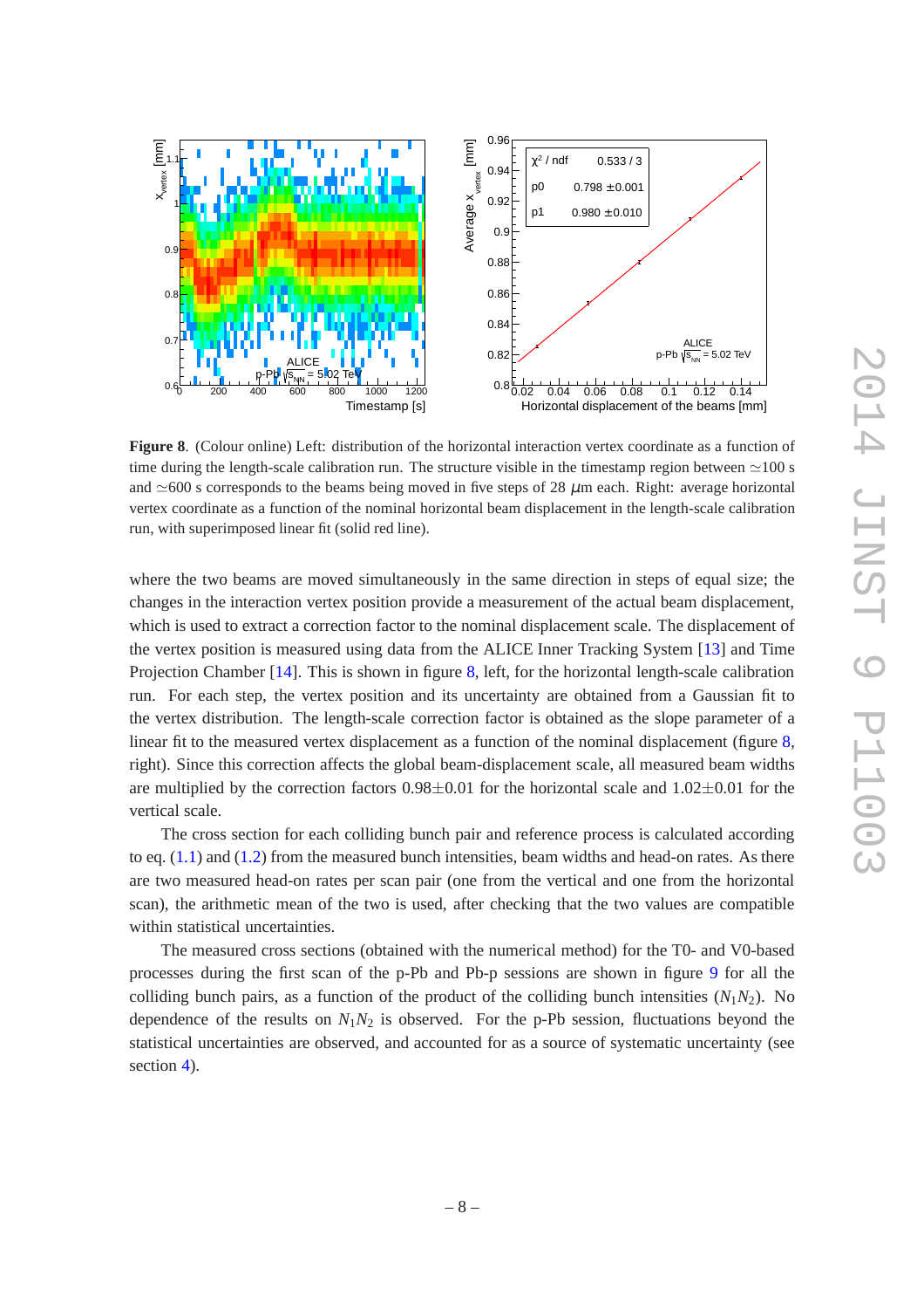**Figure 8**. (Colour online) Left: distribution of the horizontal interaction vertex coordinate as a function of time during the length-scale calibration run. The structure visible in the timestamp region between ≃100 s and ≃600 s corresponds to the beams being moved in five steps of 28 $\mu$m each. Right: average horizontal vertex coordinate as a function of the nominal horizontal beam displacement in the length-scale calibration run, with superimposed linear fit (solid red line).

where the two beams are moved simultaneously in the same direction in steps of equal size; the changes in the interaction vertex position provide a measurement of the actual beam displacement, which is used to extract a correction factor to the nominal displacement scale. The displacement of the vertex position is measured using data from the ALICE Inner Tracking System [13] and Time Projection Chamber [14]. This is shown in figure 8, left, for the horizontal length-scale calibration run. For each step, the vertex position and its uncertainty are obtained from a Gaussian fit to the vertex distribution. The length-scale correction factor is obtained as the slope parameter of a linear fit to the measured vertex displacement as a function of the nominal displacement (figure 8, right). Since this correction affects the global beam-displacement scale, all measured beam widths are multiplied by the correction factors 0.98±0.01 for the horizontal scale and 1.02±0.01 for the vertical scale.

The cross section for each colliding bunch pair and reference process is calculated according to eq. (1.1) and (1.2) from the measured bunch intensities, beam widths and head-on rates. As there are two measured head-on rates per scan pair (one from the vertical and one from the horizontal scan), the arithmetic mean of the two is used, after checking that the two values are compatible within statistical uncertainties.

The measured cross sections (obtained with the numerical method) for the T0- and V0-based processes during the first scan of the p-Pb and Pb-p sessions are shown in figure 9 for all the colliding bunch pairs, as a function of the product of the colliding bunch intensities ($N_1N_2$). No dependence of the results on $N_1N_2$ is observed. For the p-Pb session, fluctuations beyond the statistical uncertainties are observed, and accounted for as a source of systematic uncertainty (see section 4).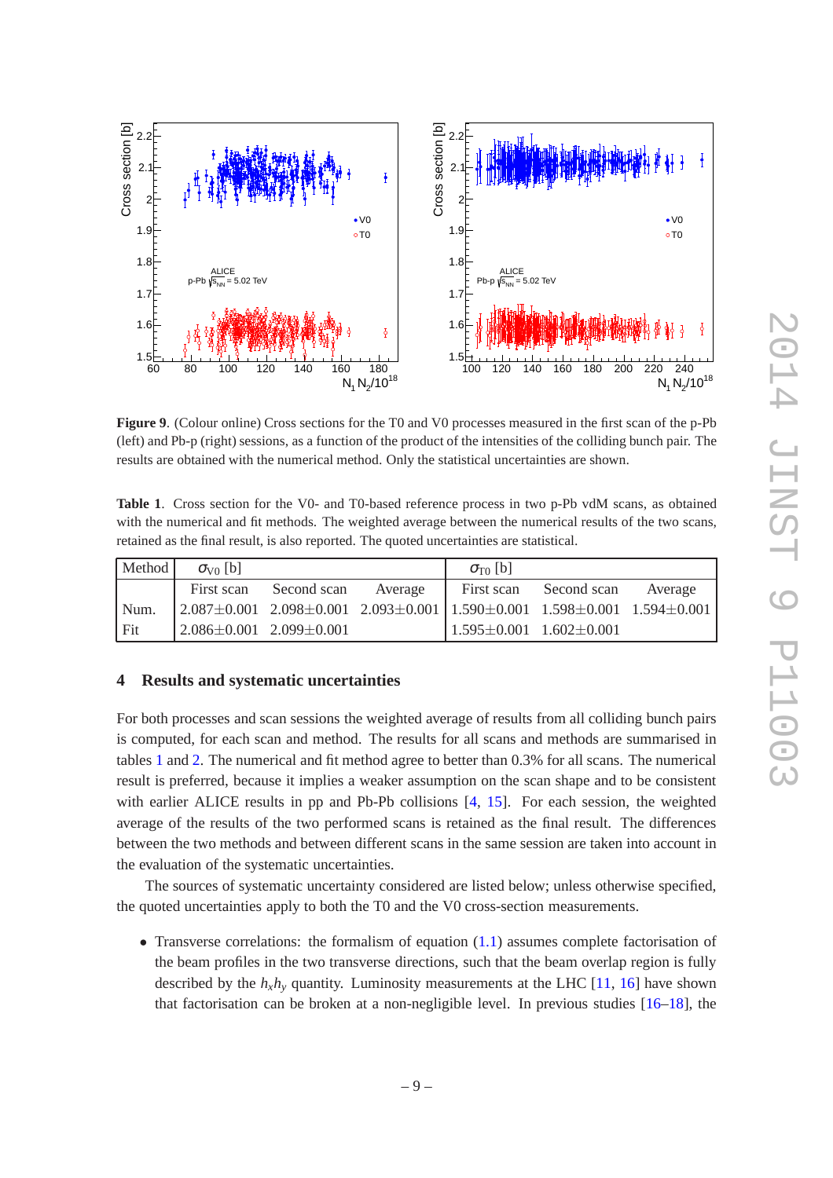**Figure 9**. (Colour online) Cross sections for the T0 and V0 processes measured in the first scan of the p-Pb (left) and Pb-p (right) sessions, as a function of the product of the intensities of the colliding bunch pair. The results are obtained with the numerical method. Only the statistical uncertainties are shown.

**Table 1**. Cross section for the V0- and T0-based reference process in two p-Pb vdM scans, as obtained with the numerical and fit methods. The weighted average between the numerical results of the two scans, retained as the final result, is also reported. The quoted uncertainties are statistical.

| Method | $\sigma_{\text{V0}}$ [b] | | | $\sigma_{\text{T0}}$ [b] | | |
|---|---|---|---|---|---|---|
| | First scan | Second scan | Average | First scan | Second scan | Average |
| Num. | 2.087±0.001 | 2.098±0.001 | 2.093±0.001 | 1.590±0.001 | 1.598±0.001 | 1.594±0.001 |
| Fit | 2.086±0.001 | 2.099±0.001 | | 1.595±0.001 | 1.602±0.001 | |

## 4 Results and systematic uncertainties

For both processes and scan sessions the weighted average of results from all colliding bunch pairs is computed, for each scan and method. The results for all scans and methods are summarised in tables 1 and 2. The numerical and fit method agree to better than 0.3% for all scans. The numerical result is preferred, because it implies a weaker assumption on the scan shape and to be consistent with earlier ALICE results in pp and Pb-Pb collisions [4, 15]. For each session, the weighted average of the results of the two performed scans is retained as the final result. The differences between the two methods and between different scans in the same session are taken into account in the evaluation of the systematic uncertainties.

The sources of systematic uncertainty considered are listed below; unless otherwise specified, the quoted uncertainties apply to both the T0 and the V0 cross-section measurements.

- Transverse correlations: the formalism of equation (1.1) assumes complete factorisation of the beam profiles in the two transverse directions, such that the beam overlap region is fully described by the $h_x h_y$ quantity. Luminosity measurements at the LHC [11, 16] have shown that factorisation can be broken at a non-negligible level. In previous studies [16–18], the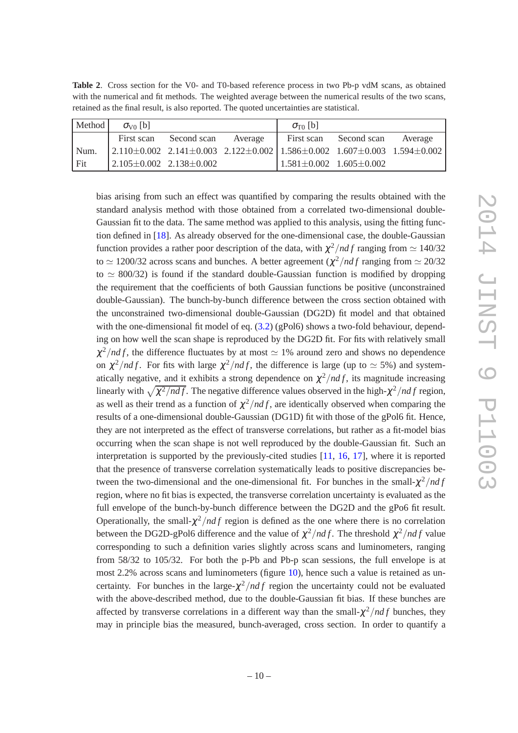**Table 2**. Cross section for the V0- and T0-based reference process in two Pb-p vdM scans, as obtained with the numerical and fit methods. The weighted average between the numerical results of the two scans, retained as the final result, is also reported. The quoted uncertainties are statistical.

| Method | $\sigma_{V0}$ [b] | | | $\sigma_{T0}$ [b] | | |
|---|---|---|---|---|---|---|
| | First scan | Second scan | Average | First scan | Second scan | Average |
| Num. | 2.110±0.002 | 2.141±0.003 | 2.122±0.002 | 1.586±0.002 | 1.607±0.003 | 1.594±0.002 |
| Fit | 2.105±0.002 | 2.138±0.002 | | 1.581±0.002 | 1.605±0.002 | |

bias arising from such an effect was quantified by comparing the results obtained with the standard analysis method with those obtained from a correlated two-dimensional double-Gaussian fit to the data. The same method was applied to this analysis, using the fitting function defined in [18]. As already observed for the one-dimensional case, the double-Gaussian function provides a rather poor description of the data, with $\chi^2/ndf$ ranging from $\simeq 140/32$ to $\simeq 1200/32$ across scans and bunches. A better agreement ($\chi^2/ndf$ ranging from $\simeq 20/32$ to $\simeq 800/32$) is found if the standard double-Gaussian function is modified by dropping the requirement that the coefficients of both Gaussian functions be positive (unconstrained double-Gaussian). The bunch-by-bunch difference between the cross section obtained with the unconstrained two-dimensional double-Gaussian (DG2D) fit model and that obtained with the one-dimensional fit model of eq. (3.2) (gPol6) shows a two-fold behaviour, depending on how well the scan shape is reproduced by the DG2D fit. For fits with relatively small $\chi^2/ndf$, the difference fluctuates by at most $\simeq 1\%$ around zero and shows no dependence on $\chi^2/ndf$. For fits with large $\chi^2/ndf$, the difference is large (up to $\simeq 5\%$) and systematically negative, and it exhibits a strong dependence on $\chi^2/ndf$, its magnitude increasing linearly with $\sqrt{\chi^2/ndf}$. The negative difference values observed in the high-$\chi^2/ndf$ region, as well as their trend as a function of $\chi^2/ndf$, are identically observed when comparing the results of a one-dimensional double-Gaussian (DG1D) fit with those of the gPol6 fit. Hence, they are not interpreted as the effect of transverse correlations, but rather as a fit-model bias occurring when the scan shape is not well reproduced by the double-Gaussian fit. Such an interpretation is supported by the previously-cited studies [11, 16, 17], where it is reported that the presence of transverse correlation systematically leads to positive discrepancies between the two-dimensional and the one-dimensional fit. For bunches in the small-$\chi^2/ndf$ region, where no fit bias is expected, the transverse correlation uncertainty is evaluated as the full envelope of the bunch-by-bunch difference between the DG2D and the gPo6 fit result. Operationally, the small-$\chi^2/ndf$ region is defined as the one where there is no correlation between the DG2D-gPol6 difference and the value of $\chi^2/ndf$. The threshold $\chi^2/ndf$ value corresponding to such a definition varies slightly across scans and luminometers, ranging from 58/32 to 105/32. For both the p-Pb and Pb-p scan sessions, the full envelope is at most 2.2% across scans and luminometers (figure 10), hence such a value is retained as uncertainty. For bunches in the large-$\chi^2/ndf$ region the uncertainty could not be evaluated with the above-described method, due to the double-Gaussian fit bias. If these bunches are affected by transverse correlations in a different way than the small-$\chi^2/ndf$ bunches, they may in principle bias the measured, bunch-averaged, cross section. In order to quantify a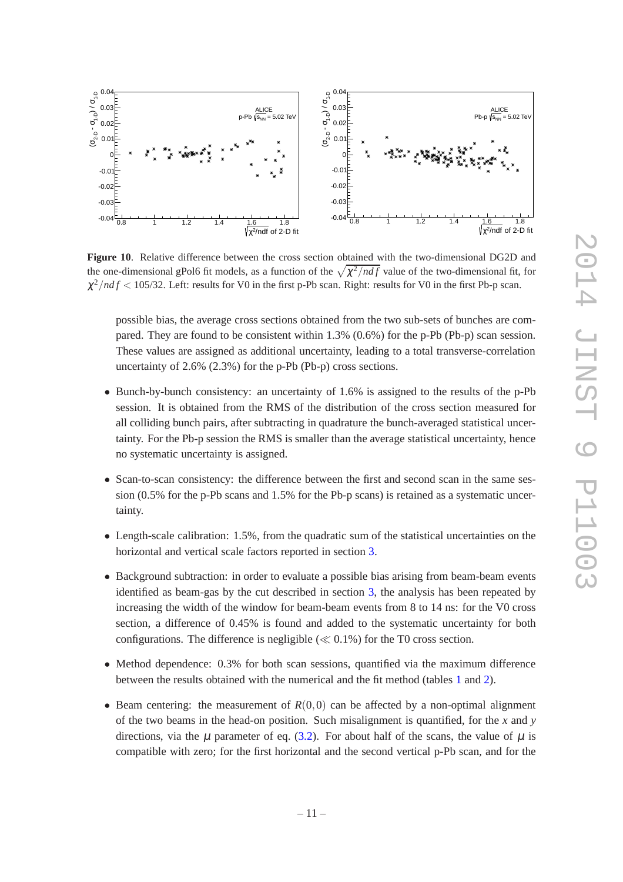**Figure 10**. Relative difference between the cross section obtained with the two-dimensional DG2D and the one-dimensional gPol6 fit models, as a function of the $\sqrt{\chi^2/ndf}$ value of the two-dimensional fit, for $\chi^2/ndf < 105/32$. Left: results for V0 in the first p-Pb scan. Right: results for V0 in the first Pb-p scan.

possible bias, the average cross sections obtained from the two sub-sets of bunches are compared. They are found to be consistent within 1.3% (0.6%) for the p-Pb (Pb-p) scan session. These values are assigned as additional uncertainty, leading to a total transverse-correlation uncertainty of 2.6% (2.3%) for the p-Pb (Pb-p) cross sections.

- Bunch-by-bunch consistency: an uncertainty of 1.6% is assigned to the results of the p-Pb session. It is obtained from the RMS of the distribution of the cross section measured for all colliding bunch pairs, after subtracting in quadrature the bunch-averaged statistical uncertainty. For the Pb-p session the RMS is smaller than the average statistical uncertainty, hence no systematic uncertainty is assigned.

- Scan-to-scan consistency: the difference between the first and second scan in the same session (0.5% for the p-Pb scans and 1.5% for the Pb-p scans) is retained as a systematic uncertainty.

- Length-scale calibration: 1.5%, from the quadratic sum of the statistical uncertainties on the horizontal and vertical scale factors reported in section 3.

- Background subtraction: in order to evaluate a possible bias arising from beam-beam events identified as beam-gas by the cut described in section 3, the analysis has been repeated by increasing the width of the window for beam-beam events from 8 to 14 ns: for the V0 cross section, a difference of 0.45% is found and added to the systematic uncertainty for both configurations. The difference is negligible ($\ll 0.1\%$) for the T0 cross section.

- Method dependence: 0.3% for both scan sessions, quantified via the maximum difference between the results obtained with the numerical and the fit method (tables 1 and 2).

- Beam centering: the measurement of $R(0,0)$ can be affected by a non-optimal alignment of the two beams in the head-on position. Such misalignment is quantified, for the $x$ and $y$ directions, via the $\mu$ parameter of eq. (3.2). For about half of the scans, the value of $\mu$ is compatible with zero; for the first horizontal and the second vertical p-Pb scan, and for the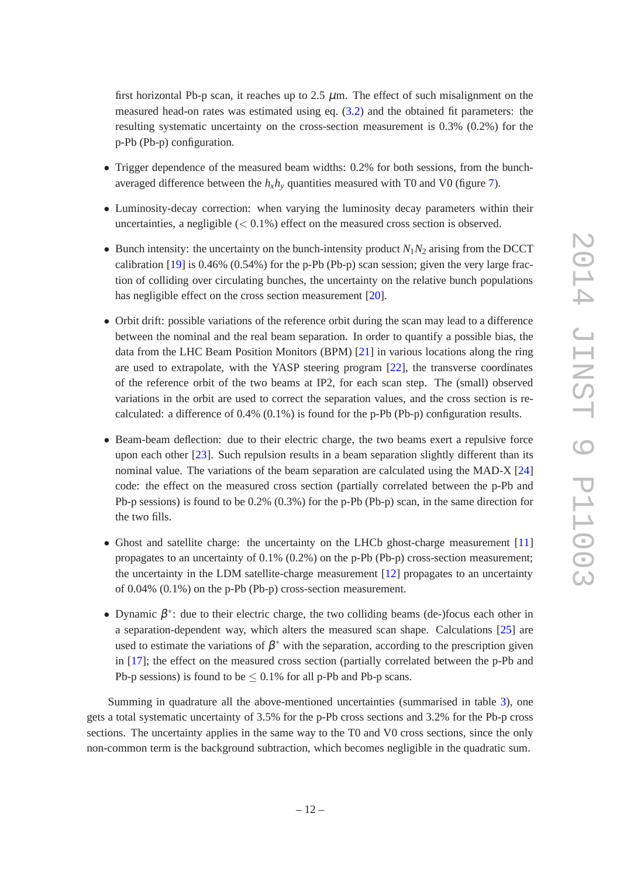first horizontal Pb-p scan, it reaches up to 2.5 $\mu$m. The effect of such misalignment on the measured head-on rates was estimated using eq. (3.2) and the obtained fit parameters: the resulting systematic uncertainty on the cross-section measurement is 0.3% (0.2%) for the p-Pb (Pb-p) configuration.

- Trigger dependence of the measured beam widths: 0.2% for both sessions, from the bunch-averaged difference between the $h_x h_y$ quantities measured with T0 and V0 (figure 7).

- Luminosity-decay correction: when varying the luminosity decay parameters within their uncertainties, a negligible ($< 0.1\%$) effect on the measured cross section is observed.

- Bunch intensity: the uncertainty on the bunch-intensity product $N_1 N_2$ arising from the DCCT calibration [19] is 0.46% (0.54%) for the p-Pb (Pb-p) scan session; given the very large fraction of colliding over circulating bunches, the uncertainty on the relative bunch populations has negligible effect on the cross section measurement [20].

- Orbit drift: possible variations of the reference orbit during the scan may lead to a difference between the nominal and the real beam separation. In order to quantify a possible bias, the data from the LHC Beam Position Monitors (BPM) [21] in various locations along the ring are used to extrapolate, with the YASP steering program [22], the transverse coordinates of the reference orbit of the two beams at IP2, for each scan step. The (small) observed variations in the orbit are used to correct the separation values, and the cross section is recalculated: a difference of 0.4% (0.1%) is found for the p-Pb (Pb-p) configuration results.

- Beam-beam deflection: due to their electric charge, the two beams exert a repulsive force upon each other [23]. Such repulsion results in a beam separation slightly different than its nominal value. The variations of the beam separation are calculated using the MAD-X [24] code: the effect on the measured cross section (partially correlated between the p-Pb and Pb-p sessions) is found to be 0.2% (0.3%) for the p-Pb (Pb-p) scan, in the same direction for the two fills.

- Ghost and satellite charge: the uncertainty on the LHCb ghost-charge measurement [11] propagates to an uncertainty of 0.1% (0.2%) on the p-Pb (Pb-p) cross-section measurement; the uncertainty in the LDM satellite-charge measurement [12] propagates to an uncertainty of 0.04% (0.1%) on the p-Pb (Pb-p) cross-section measurement.

- Dynamic $\beta^*$: due to their electric charge, the two colliding beams (de-)focus each other in a separation-dependent way, which alters the measured scan shape. Calculations [25] are used to estimate the variations of $\beta^*$ with the separation, according to the prescription given in [17]; the effect on the measured cross section (partially correlated between the p-Pb and Pb-p sessions) is found to be $\leq 0.1\%$ for all p-Pb and Pb-p scans.

Summing in quadrature all the above-mentioned uncertainties (summarised in table 3), one gets a total systematic uncertainty of 3.5% for the p-Pb cross sections and 3.2% for the Pb-p cross sections. The uncertainty applies in the same way to the T0 and V0 cross sections, since the only non-common term is the background subtraction, which becomes negligible in the quadratic sum.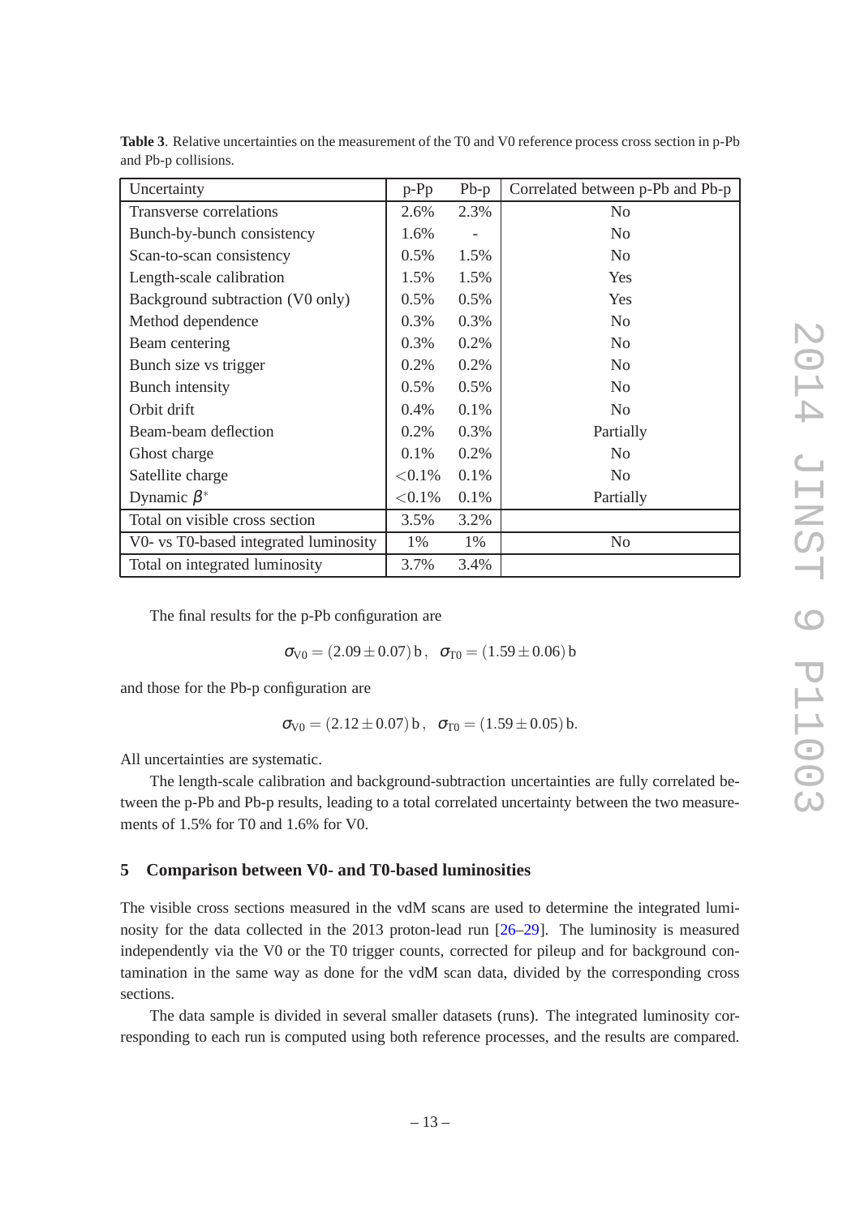**Table 3**. Relative uncertainties on the measurement of the T0 and V0 reference process cross section in p-Pb and Pb-p collisions.

| Uncertainty | p-Pp | Pb-p | Correlated between p-Pb and Pb-p |
|---|---|---|---|
| Transverse correlations | 2.6% | 2.3% | No |
| Bunch-by-bunch consistency | 1.6% | - | No |
| Scan-to-scan consistency | 0.5% | 1.5% | No |
| Length-scale calibration | 1.5% | 1.5% | Yes |
| Background subtraction (V0 only) | 0.5% | 0.5% | Yes |
| Method dependence | 0.3% | 0.3% | No |
| Beam centering | 0.3% | 0.2% | No |
| Bunch size vs trigger | 0.2% | 0.2% | No |
| Bunch intensity | 0.5% | 0.5% | No |
| Orbit drift | 0.4% | 0.1% | No |
| Beam-beam deflection | 0.2% | 0.3% | Partially |
| Ghost charge | 0.1% | 0.2% | No |
| Satellite charge | <0.1% | 0.1% | No |
| Dynamic $\beta^*$ | <0.1% | 0.1% | Partially |
| Total on visible cross section | 3.5% | 3.2% | |
| V0- vs T0-based integrated luminosity | 1% | 1% | No |
| Total on integrated luminosity | 3.7% | 3.4% | |

The final results for the p-Pb configuration are

$$\sigma_{\rm V0} = (2.09 \pm 0.07)\,\text{b}\,, \quad \sigma_{\rm T0} = (1.59 \pm 0.06)\,\text{b}$$

and those for the Pb-p configuration are

$$\sigma_{\rm V0} = (2.12 \pm 0.07)\,\text{b}\,, \quad \sigma_{\rm T0} = (1.59 \pm 0.05)\,\text{b}.$$

All uncertainties are systematic.

The length-scale calibration and background-subtraction uncertainties are fully correlated between the p-Pb and Pb-p results, leading to a total correlated uncertainty between the two measurements of 1.5% for T0 and 1.6% for V0.

## 5 Comparison between V0- and T0-based luminosities

The visible cross sections measured in the vdM scans are used to determine the integrated luminosity for the data collected in the 2013 proton-lead run [26–29]. The luminosity is measured independently via the V0 or the T0 trigger counts, corrected for pileup and for background contamination in the same way as done for the vdM scan data, divided by the corresponding cross sections.

The data sample is divided in several smaller datasets (runs). The integrated luminosity corresponding to each run is computed using both reference processes, and the results are compared.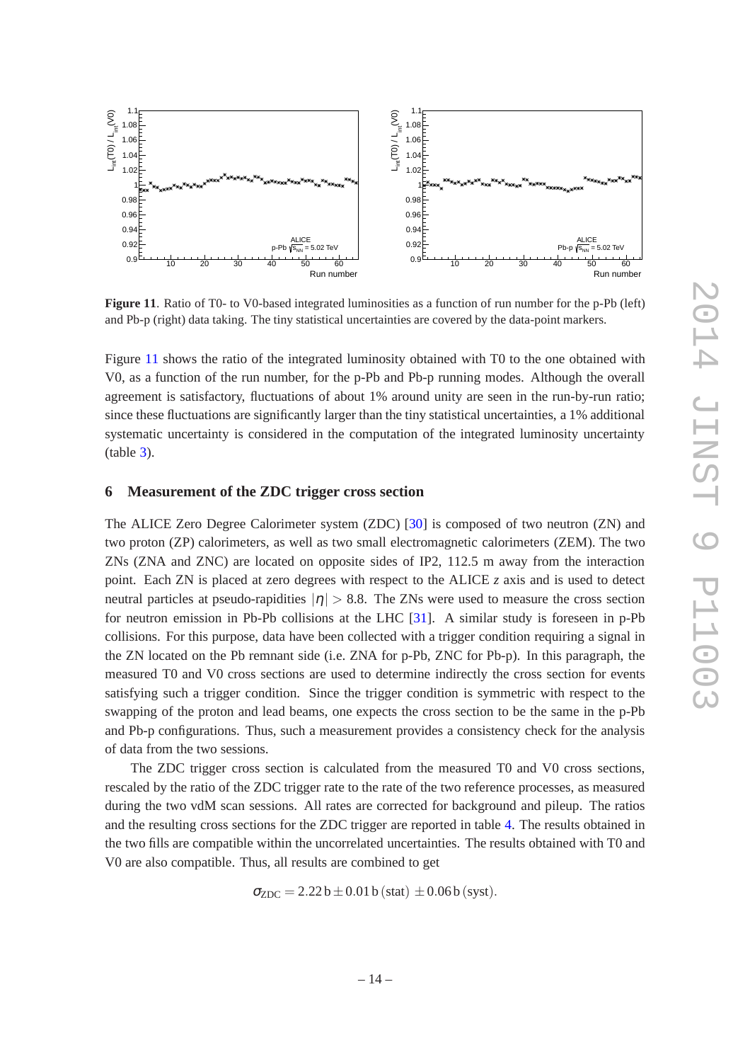**Figure 11**. Ratio of T0- to V0-based integrated luminosities as a function of run number for the p-Pb (left) and Pb-p (right) data taking. The tiny statistical uncertainties are covered by the data-point markers.

Figure 11 shows the ratio of the integrated luminosity obtained with T0 to the one obtained with V0, as a function of the run number, for the p-Pb and Pb-p running modes. Although the overall agreement is satisfactory, fluctuations of about 1% around unity are seen in the run-by-run ratio; since these fluctuations are significantly larger than the tiny statistical uncertainties, a 1% additional systematic uncertainty is considered in the computation of the integrated luminosity uncertainty (table 3).

## 6 Measurement of the ZDC trigger cross section

The ALICE Zero Degree Calorimeter system (ZDC) [30] is composed of two neutron (ZN) and two proton (ZP) calorimeters, as well as two small electromagnetic calorimeters (ZEM). The two ZNs (ZNA and ZNC) are located on opposite sides of IP2, 112.5 m away from the interaction point. Each ZN is placed at zero degrees with respect to the ALICE $z$ axis and is used to detect neutral particles at pseudo-rapidities $|\eta| > 8.8$. The ZNs were used to measure the cross section for neutron emission in Pb-Pb collisions at the LHC [31]. A similar study is foreseen in p-Pb collisions. For this purpose, data have been collected with a trigger condition requiring a signal in the ZN located on the Pb remnant side (i.e. ZNA for p-Pb, ZNC for Pb-p). In this paragraph, the measured T0 and V0 cross sections are used to determine indirectly the cross section for events satisfying such a trigger condition. Since the trigger condition is symmetric with respect to the swapping of the proton and lead beams, one expects the cross section to be the same in the p-Pb and Pb-p configurations. Thus, such a measurement provides a consistency check for the analysis of data from the two sessions.

The ZDC trigger cross section is calculated from the measured T0 and V0 cross sections, rescaled by the ratio of the ZDC trigger rate to the rate of the two reference processes, as measured during the two vdM scan sessions. All rates are corrected for background and pileup. The ratios and the resulting cross sections for the ZDC trigger are reported in table 4. The results obtained in the two fills are compatible within the uncorrelated uncertainties. The results obtained with T0 and V0 are also compatible. Thus, all results are combined to get

$$\sigma_{\mathrm{ZDC}} = 2.22\,\mathrm{b} \pm 0.01\,\mathrm{b}\,(\mathrm{stat}) \pm 0.06\,\mathrm{b}\,(\mathrm{syst}).$$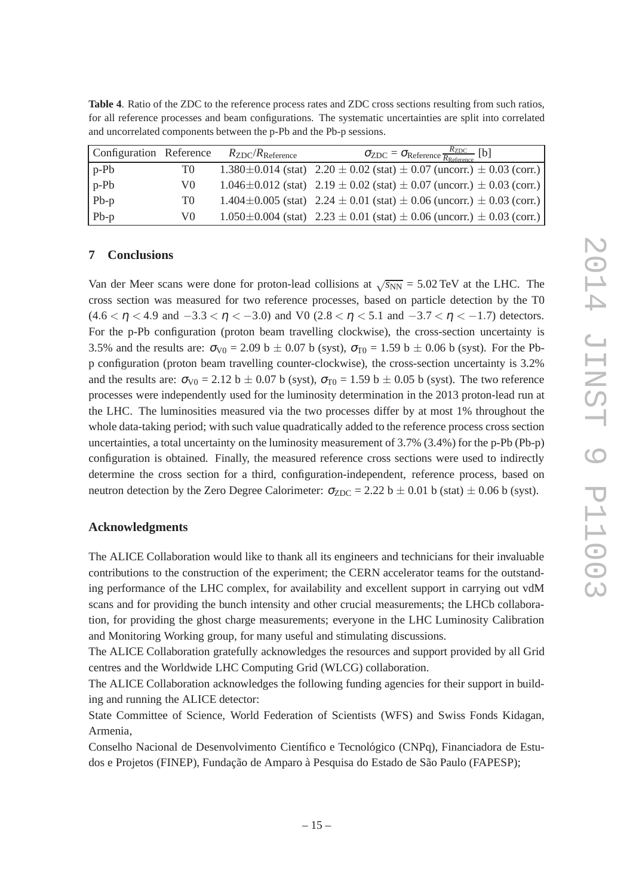**Table 4**. Ratio of the ZDC to the reference process rates and ZDC cross sections resulting from such ratios, for all reference processes and beam configurations. The systematic uncertainties are split into correlated and uncorrelated components between the p-Pb and the Pb-p sessions.

| Configuration | Reference | $R_{\rm ZDC}/R_{\rm Reference}$ | $\sigma_{\rm ZDC} = \sigma_{\rm Reference}\frac{R_{\rm ZDC}}{R_{\rm Reference}}$ [b] |
|---|---|---|---|
| p-Pb | T0 | 1.380±0.014 (stat) | 2.20 ± 0.02 (stat) ± 0.07 (uncorr.) ± 0.03 (corr.) |
| p-Pb | V0 | 1.046±0.012 (stat) | 2.19 ± 0.02 (stat) ± 0.07 (uncorr.) ± 0.03 (corr.) |
| Pb-p | T0 | 1.404±0.005 (stat) | 2.24 ± 0.01 (stat) ± 0.06 (uncorr.) ± 0.03 (corr.) |
| Pb-p | V0 | 1.050±0.004 (stat) | 2.23 ± 0.01 (stat) ± 0.06 (uncorr.) ± 0.03 (corr.) |

## 7 Conclusions

Van der Meer scans were done for proton-lead collisions at $\sqrt{s_{\rm NN}}$ = 5.02 TeV at the LHC. The cross section was measured for two reference processes, based on particle detection by the T0 ($4.6 < \eta < 4.9$ and $-3.3 < \eta < -3.0$) and V0 ($2.8 < \eta < 5.1$ and $-3.7 < \eta < -1.7$) detectors. For the p-Pb configuration (proton beam travelling clockwise), the cross-section uncertainty is 3.5% and the results are: $\sigma_{\rm V0}$ = 2.09 b ± 0.07 b (syst), $\sigma_{\rm T0}$ = 1.59 b ± 0.06 b (syst). For the Pb-p configuration (proton beam travelling counter-clockwise), the cross-section uncertainty is 3.2% and the results are: $\sigma_{\rm V0}$ = 2.12 b ± 0.07 b (syst), $\sigma_{\rm T0}$ = 1.59 b ± 0.05 b (syst). The two reference processes were independently used for the luminosity determination in the 2013 proton-lead run at the LHC. The luminosities measured via the two processes differ by at most 1% throughout the whole data-taking period; with such value quadratically added to the reference process cross section uncertainties, a total uncertainty on the luminosity measurement of 3.7% (3.4%) for the p-Pb (Pb-p) configuration is obtained. Finally, the measured reference cross sections were used to indirectly determine the cross section for a third, configuration-independent, reference process, based on neutron detection by the Zero Degree Calorimeter: $\sigma_{\rm ZDC}$ = 2.22 b ± 0.01 b (stat) ± 0.06 b (syst).

## Acknowledgments

The ALICE Collaboration would like to thank all its engineers and technicians for their invaluable contributions to the construction of the experiment; the CERN accelerator teams for the outstanding performance of the LHC complex, for availability and excellent support in carrying out vdM scans and for providing the bunch intensity and other crucial measurements; the LHCb collaboration, for providing the ghost charge measurements; everyone in the LHC Luminosity Calibration and Monitoring Working group, for many useful and stimulating discussions.

The ALICE Collaboration gratefully acknowledges the resources and support provided by all Grid centres and the Worldwide LHC Computing Grid (WLCG) collaboration.

The ALICE Collaboration acknowledges the following funding agencies for their support in building and running the ALICE detector:

State Committee of Science, World Federation of Scientists (WFS) and Swiss Fonds Kidagan, Armenia,

Conselho Nacional de Desenvolvimento Científico e Tecnológico (CNPq), Financiadora de Estudos e Projetos (FINEP), Fundação de Amparo à Pesquisa do Estado de São Paulo (FAPESP);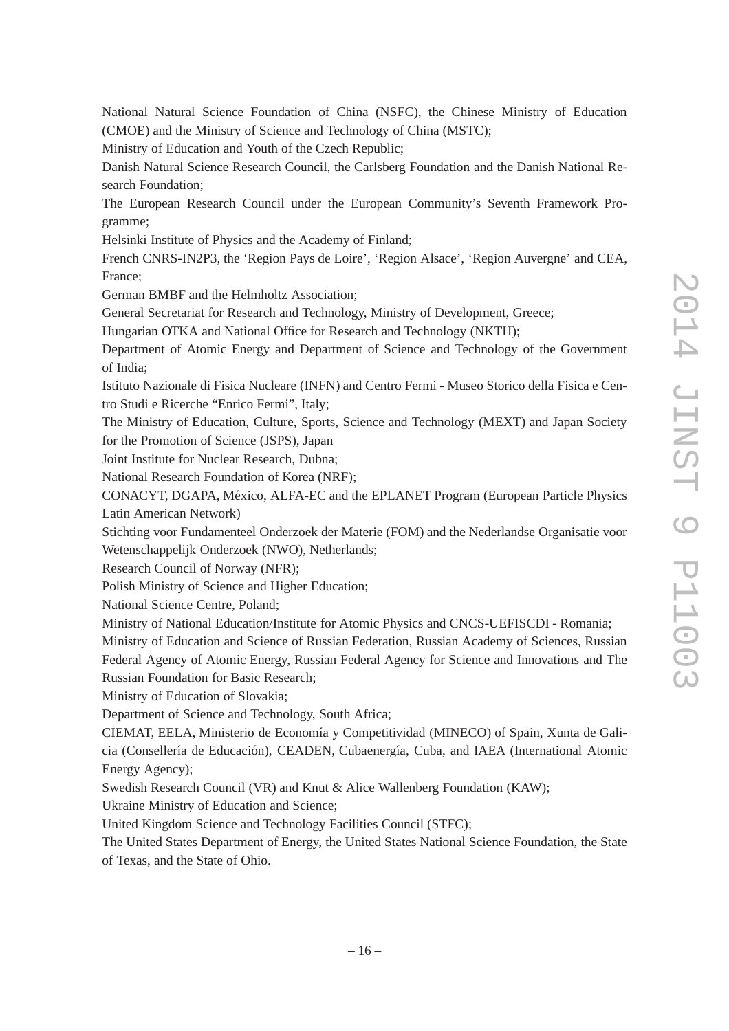National Natural Science Foundation of China (NSFC), the Chinese Ministry of Education (CMOE) and the Ministry of Science and Technology of China (MSTC);

Ministry of Education and Youth of the Czech Republic;

Danish Natural Science Research Council, the Carlsberg Foundation and the Danish National Research Foundation;

The European Research Council under the European Community's Seventh Framework Programme;

Helsinki Institute of Physics and the Academy of Finland;

French CNRS-IN2P3, the 'Region Pays de Loire', 'Region Alsace', 'Region Auvergne' and CEA, France;

German BMBF and the Helmholtz Association;

General Secretariat for Research and Technology, Ministry of Development, Greece;

Hungarian OTKA and National Office for Research and Technology (NKTH);

Department of Atomic Energy and Department of Science and Technology of the Government of India;

Istituto Nazionale di Fisica Nucleare (INFN) and Centro Fermi - Museo Storico della Fisica e Centro Studi e Ricerche "Enrico Fermi", Italy;

The Ministry of Education, Culture, Sports, Science and Technology (MEXT) and Japan Society for the Promotion of Science (JSPS), Japan

Joint Institute for Nuclear Research, Dubna;

National Research Foundation of Korea (NRF);

CONACYT, DGAPA, México, ALFA-EC and the EPLANET Program (European Particle Physics Latin American Network)

Stichting voor Fundamenteel Onderzoek der Materie (FOM) and the Nederlandse Organisatie voor Wetenschappelijk Onderzoek (NWO), Netherlands;

Research Council of Norway (NFR);

Polish Ministry of Science and Higher Education;

National Science Centre, Poland;

Ministry of National Education/Institute for Atomic Physics and CNCS-UEFISCDI - Romania;

Ministry of Education and Science of Russian Federation, Russian Academy of Sciences, Russian Federal Agency of Atomic Energy, Russian Federal Agency for Science and Innovations and The Russian Foundation for Basic Research;

Ministry of Education of Slovakia;

Department of Science and Technology, South Africa;

CIEMAT, EELA, Ministerio de Economía y Competitividad (MINECO) of Spain, Xunta de Galicia (Consellería de Educación), CEADEN, Cubaenergía, Cuba, and IAEA (International Atomic Energy Agency);

Swedish Research Council (VR) and Knut & Alice Wallenberg Foundation (KAW);

Ukraine Ministry of Education and Science;

United Kingdom Science and Technology Facilities Council (STFC);

The United States Department of Energy, the United States National Science Foundation, the State of Texas, and the State of Ohio.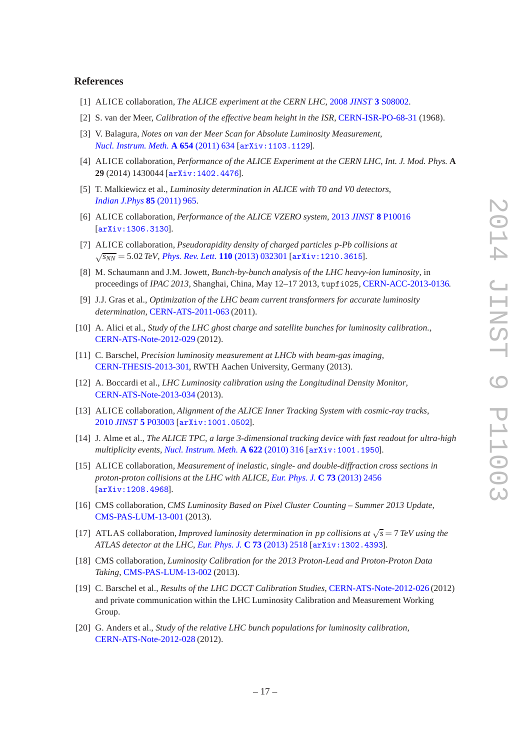## References

[1] ALICE collaboration, *The ALICE experiment at the CERN LHC*, 2008 *JINST* **3** S08002.

[2] S. van der Meer, *Calibration of the effective beam height in the ISR*, CERN-ISR-PO-68-31 (1968).

[3] V. Balagura, *Notes on van der Meer Scan for Absolute Luminosity Measurement*, *Nucl. Instrum. Meth.* **A 654** (2011) 634 [arXiv:1103.1129].

[4] ALICE collaboration, *Performance of the ALICE Experiment at the CERN LHC*, *Int. J. Mod. Phys.* **A 29** (2014) 1430044 [arXiv:1402.4476].

[5] T. Malkiewicz et al., *Luminosity determination in ALICE with T0 and V0 detectors*, *Indian J.Phys* **85** (2011) 965.

[6] ALICE collaboration, *Performance of the ALICE VZERO system*, 2013 *JINST* **8** P10016 [arXiv:1306.3130].

[7] ALICE collaboration, *Pseudorapidity density of charged particles p-Pb collisions at* $\sqrt{s_{NN}} = 5.02$ *TeV*, *Phys. Rev. Lett.* **110** (2013) 032301 [arXiv:1210.3615].

[8] M. Schaumann and J.M. Jowett, *Bunch-by-bunch analysis of the LHC heavy-ion luminosity*, in proceedings of *IPAC 2013*, Shanghai, China, May 12–17 2013, tupfi025, CERN-ACC-2013-0136.

[9] J.J. Gras et al., *Optimization of the LHC beam current transformers for accurate luminosity determination*, CERN-ATS-2011-063 (2011).

[10] A. Alici et al., *Study of the LHC ghost charge and satellite bunches for luminosity calibration.*, CERN-ATS-Note-2012-029 (2012).

[11] C. Barschel, *Precision luminosity measurement at LHCb with beam-gas imaging*, CERN-THESIS-2013-301, RWTH Aachen University, Germany (2013).

[12] A. Boccardi et al., *LHC Luminosity calibration using the Longitudinal Density Monitor*, CERN-ATS-Note-2013-034 (2013).

[13] ALICE collaboration, *Alignment of the ALICE Inner Tracking System with cosmic-ray tracks*, 2010 *JINST* **5** P03003 [arXiv:1001.0502].

[14] J. Alme et al., *The ALICE TPC, a large 3-dimensional tracking device with fast readout for ultra-high multiplicity events*, *Nucl. Instrum. Meth.* **A 622** (2010) 316 [arXiv:1001.1950].

[15] ALICE collaboration, *Measurement of inelastic, single- and double-diffraction cross sections in proton-proton collisions at the LHC with ALICE*, *Eur. Phys. J.* **C 73** (2013) 2456 [arXiv:1208.4968].

[16] CMS collaboration, *CMS Luminosity Based on Pixel Cluster Counting – Summer 2013 Update*, CMS-PAS-LUM-13-001 (2013).

[17] ATLAS collaboration, *Improved luminosity determination in pp collisions at* $\sqrt{s} = 7$ *TeV using the ATLAS detector at the LHC*, *Eur. Phys. J.* **C 73** (2013) 2518 [arXiv:1302.4393].

[18] CMS collaboration, *Luminosity Calibration for the 2013 Proton-Lead and Proton-Proton Data Taking*, CMS-PAS-LUM-13-002 (2013).

[19] C. Barschel et al., *Results of the LHC DCCT Calibration Studies*, CERN-ATS-Note-2012-026 (2012) and private communication within the LHC Luminosity Calibration and Measurement Working Group.

[20] G. Anders et al., *Study of the relative LHC bunch populations for luminosity calibration*, CERN-ATS-Note-2012-028 (2012).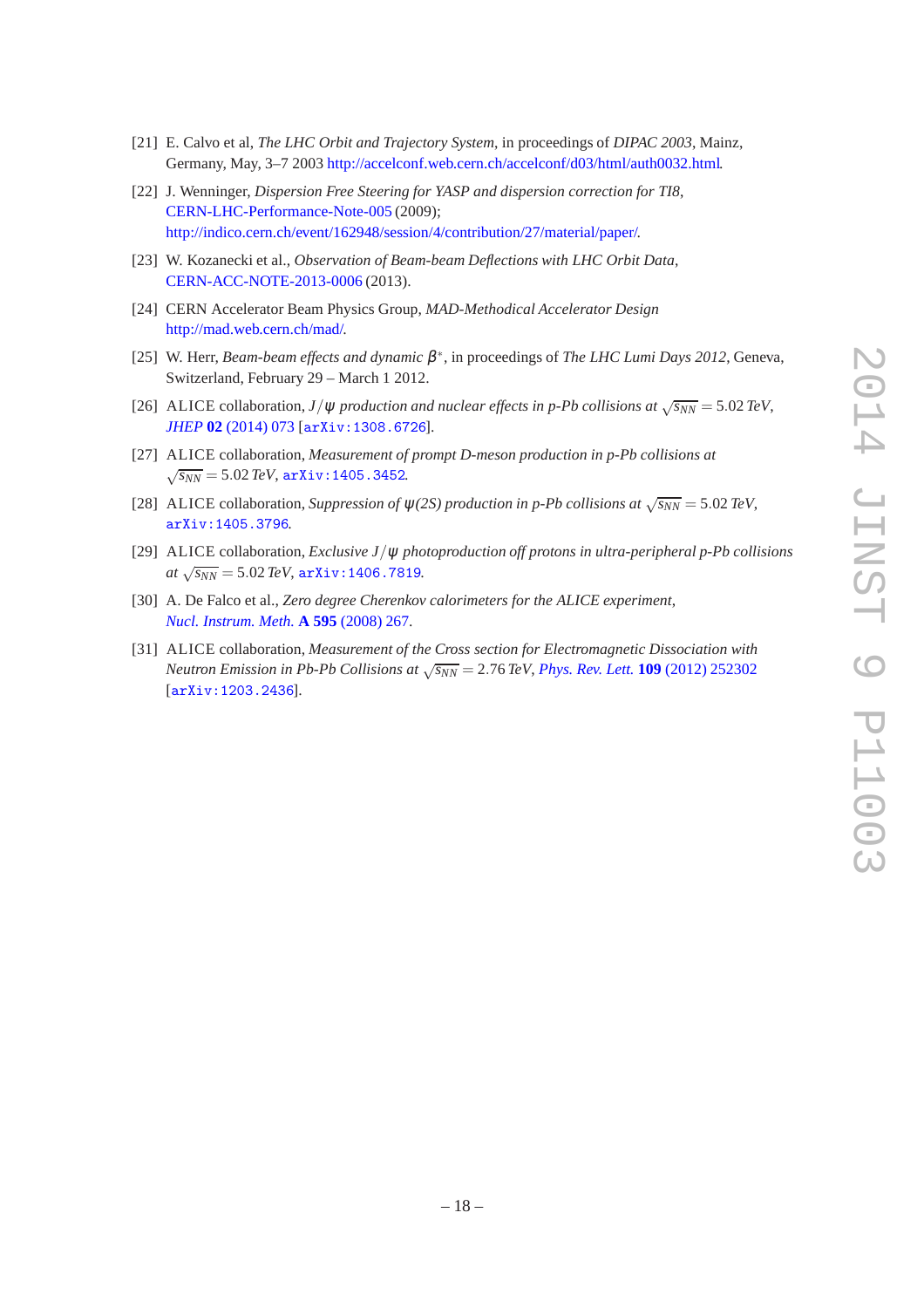[21] E. Calvo et al, *The LHC Orbit and Trajectory System*, in proceedings of *DIPAC 2003*, Mainz, Germany, May, 3–7 2003 http://accelconf.web.cern.ch/accelconf/d03/html/auth0032.html.

[22] J. Wenninger, *Dispersion Free Steering for YASP and dispersion correction for TI8*, CERN-LHC-Performance-Note-005 (2009); http://indico.cern.ch/event/162948/session/4/contribution/27/material/paper/.

[23] W. Kozanecki et al., *Observation of Beam-beam Deflections with LHC Orbit Data*, CERN-ACC-NOTE-2013-0006 (2013).

[24] CERN Accelerator Beam Physics Group, *MAD-Methodical Accelerator Design* http://mad.web.cern.ch/mad/.

[25] W. Herr, *Beam-beam effects and dynamic* $\beta^*$, in proceedings of *The LHC Lumi Days 2012*, Geneva, Switzerland, February 29 – March 1 2012.

[26] ALICE collaboration, *$J/\psi$ production and nuclear effects in p-Pb collisions at* $\sqrt{s_{NN}} = 5.02$ *TeV*, *JHEP* **02** (2014) 073 [arXiv:1308.6726].

[27] ALICE collaboration, *Measurement of prompt D-meson production in p-Pb collisions at* $\sqrt{s_{NN}} = 5.02$ *TeV*, arXiv:1405.3452.

[28] ALICE collaboration, *Suppression of $\psi$(2S) production in p-Pb collisions at* $\sqrt{s_{NN}} = 5.02$ *TeV*, arXiv:1405.3796.

[29] ALICE collaboration, *Exclusive $J/\psi$ photoproduction off protons in ultra-peripheral p-Pb collisions at* $\sqrt{s_{NN}} = 5.02$ *TeV*, arXiv:1406.7819.

[30] A. De Falco et al., *Zero degree Cherenkov calorimeters for the ALICE experiment*, *Nucl. Instrum. Meth.* **A 595** (2008) 267.

[31] ALICE collaboration, *Measurement of the Cross section for Electromagnetic Dissociation with Neutron Emission in Pb-Pb Collisions at* $\sqrt{s_{NN}} = 2.76$ *TeV*, *Phys. Rev. Lett.* **109** (2012) 252302 [arXiv:1203.2436].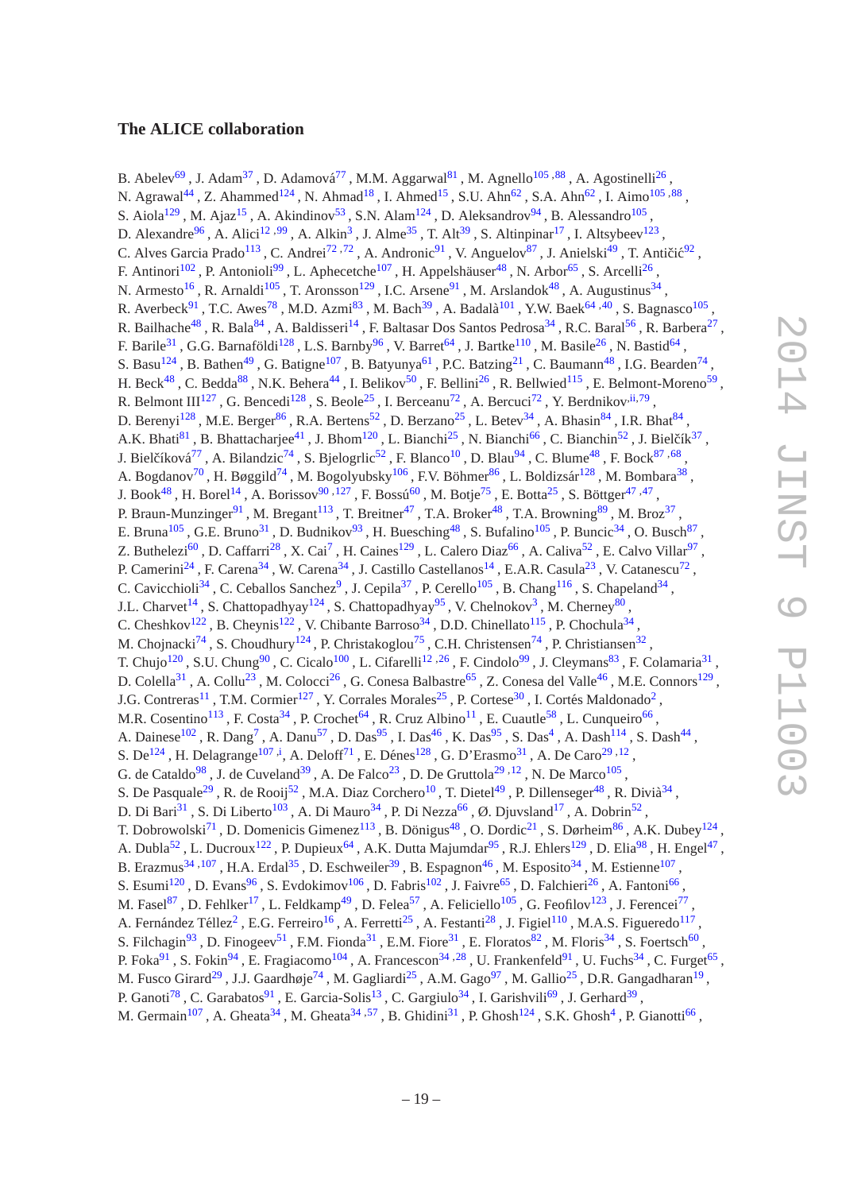## The ALICE collaboration

B. Abelev[69], J. Adam[37], D. Adamová[77], M.M. Aggarwal[81], M. Agnello[105,88], A. Agostinelli[26], N. Agrawal[44], Z. Ahammed[124], N. Ahmad[18], I. Ahmed[15], S.U. Ahn[62], S.A. Ahn[62], I. Aimo[105,88], S. Aiola[129], M. Ajaz[15], A. Akindinov[53], S.N. Alam[124], D. Aleksandrov[94], B. Alessandro[105], D. Alexandre[96], A. Alici[12,99], A. Alkin[3], J. Alme[35], T. Alt[39], S. Altinpinar[17], I. Altsybeev[123], C. Alves Garcia Prado[113], C. Andrei[72,72], A. Andronic[91], V. Anguelov[87], J. Anielski[49], T. Antičić[92], F. Antinori[102], P. Antonioli[99], L. Aphecetche[107], H. Appelshäuser[48], N. Arbor[65], S. Arcelli[26], N. Armesto[16], R. Arnaldi[105], T. Aronsson[129], I.C. Arsene[91], M. Arslandok[48], A. Augustinus[34], R. Averbeck[91], T.C. Awes[78], M.D. Azmi[83], M. Bach[39], A. Badalà[101], Y.W. Baek[64,40], S. Bagnasco[105], R. Bailhache[48], R. Bala[84], A. Baldisseri[14], F. Baltasar Dos Santos Pedrosa[34], R.C. Baral[56], R. Barbera[27], F. Barile[31], G.G. Barnaföldi[128], L.S. Barnby[96], V. Barret[64], J. Bartke[110], M. Basile[26], N. Bastid[64], S. Basu[124], B. Bathen[49], G. Batigne[107], B. Batyunya[61], P.C. Batzing[21], C. Baumann[48], I.G. Bearden[74], H. Beck[48], C. Bedda[88], N.K. Behera[44], I. Belikov[50], F. Bellini[26], R. Bellwied[115], E. Belmont-Moreno[59], R. Belmont III[127], G. Bencedi[128], S. Beole[25], I. Berceanu[72], A. Bercuci[72], Y. Berdnikov[ii,79], D. Berenyi[128], M.E. Berger[86], R.A. Bertens[52], D. Berzano[25], L. Betev[34], A. Bhasin[84], I.R. Bhat[84], A.K. Bhati[81], B. Bhattacharjee[41], J. Bhom[120], L. Bianchi[25], N. Bianchi[66], C. Bianchin[52], J. Bielčík[37], J. Bielčíková[77], A. Bilandzic[74], S. Bjelogrlic[52], F. Blanco[10], D. Blau[94], C. Blume[48], F. Bock[87,68], A. Bogdanov[70], H. Bøggild[74], M. Bogolyubsky[106], F.V. Böhmer[86], L. Boldizsár[128], M. Bombara[38], J. Book[48], H. Borel[14], A. Borissov[90,127], F. Bossú[60], M. Botje[75], E. Botta[25], S. Böttger[47,47], P. Braun-Munzinger[91], M. Bregant[113], T. Breitner[47], T.A. Broker[48], T.A. Browning[89], M. Broz[37], E. Bruna[105], G.E. Bruno[31], D. Budnikov[93], H. Buesching[48], S. Bufalino[105], P. Buncic[34], O. Busch[87], Z. Buthelezi[60], D. Caffarri[28], X. Cai[7], H. Caines[129], L. Calero Diaz[66], A. Caliva[52], E. Calvo Villar[97], P. Camerini[24], F. Carena[34], W. Carena[34], J. Castillo Castellanos[14], E.A.R. Casula[23], V. Catanescu[72], C. Cavicchioli[34], C. Ceballos Sanchez[9], J. Cepila[37], P. Cerello[105], B. Chang[116], S. Chapeland[34], J.L. Charvet[14], S. Chattopadhyay[124], S. Chattopadhyay[95], V. Chelnokov[3], M. Cherney[80], C. Cheshkov[122], B. Cheynis[122], V. Chibante Barroso[34], D.D. Chinellato[115], P. Chochula[34], M. Chojnacki[74], S. Choudhury[124], P. Christakoglou[75], C.H. Christensen[74], P. Christiansen[32], T. Chujo[120], S.U. Chung[90], C. Cicalo[100], L. Cifarelli[12,26], F. Cindolo[99], J. Cleymans[83], F. Colamaria[31], D. Colella[31], A. Collu[23], M. Colocci[26], G. Conesa Balbastre[65], Z. Conesa del Valle[46], M.E. Connors[129], J.G. Contreras[11], T.M. Cormier[127], Y. Corrales Morales[25], P. Cortese[30], I. Cortés Maldonado[2], M.R. Cosentino[113], F. Costa[34], P. Crochet[64], R. Cruz Albino[11], E. Cuautle[58], L. Cunqueiro[66], A. Dainese[102], R. Dang[7], A. Danu[57], D. Das[95], I. Das[46], K. Das[95], S. Das[4], A. Dash[114], S. Dash[44], S. De[124], H. Delagrange[107,i], A. Deloff[71], E. Dénes[128], G. D'Erasmo[31], A. De Caro[29,12], G. de Cataldo[98], J. de Cuveland[39], A. De Falco[23], D. De Gruttola[29,12], N. De Marco[105], S. De Pasquale[29], R. de Rooij[52], M.A. Diaz Corchero[10], T. Dietel[49], P. Dillenseger[48], R. Divià[34], D. Di Bari[31], S. Di Liberto[103], A. Di Mauro[34], P. Di Nezza[66], Ø. Djuvsland[17], A. Dobrin[52], T. Dobrowolski[71], D. Domenicis Gimenez[113], B. Dönigus[48], O. Dordic[21], S. Dørheim[86], A.K. Dubey[124], A. Dubla[52], L. Ducroux[122], P. Dupieux[64], A.K. Dutta Majumdar[95], R.J. Ehlers[129], D. Elia[98], H. Engel[47], B. Erazmus[34,107], H.A. Erdal[35], D. Eschweiler[39], B. Espagnon[46], M. Esposito[34], M. Estienne[107], S. Esumi[120], D. Evans[96], S. Evdokimov[106], D. Fabris[102], J. Faivre[65], D. Falchieri[26], A. Fantoni[66], M. Fasel[87], D. Fehlker[17], L. Feldkamp[49], D. Felea[57], A. Feliciello[105], G. Feofilov[123], J. Ferencei[77], A. Fernández Téllez[2], E.G. Ferreiro[16], A. Ferretti[25], A. Festanti[28], J. Figiel[110], M.A.S. Figueredo[117], S. Filchagin[93], D. Finogeev[51], F.M. Fionda[31], E.M. Fiore[31], E. Floratos[82], M. Floris[34], S. Foertsch[60], P. Foka[91], S. Fokin[94], E. Fragiacomo[104], A. Francescon[34,28], U. Frankenfeld[91], U. Fuchs[34], C. Furget[65], M. Fusco Girard[29], J.J. Gaardhøje[74], M. Gagliardi[25], A.M. Gago[97], M. Gallio[25], D.R. Gangadharan[19], P. Ganoti[78], C. Garabatos[91], E. Garcia-Solis[13], C. Gargiulo[34], I. Garishvili[69], J. Gerhard[39], M. Germain[107], A. Gheata[34], M. Gheata[34,57], B. Ghidini[31], P. Ghosh[124], S.K. Ghosh[4], P. Gianotti[66],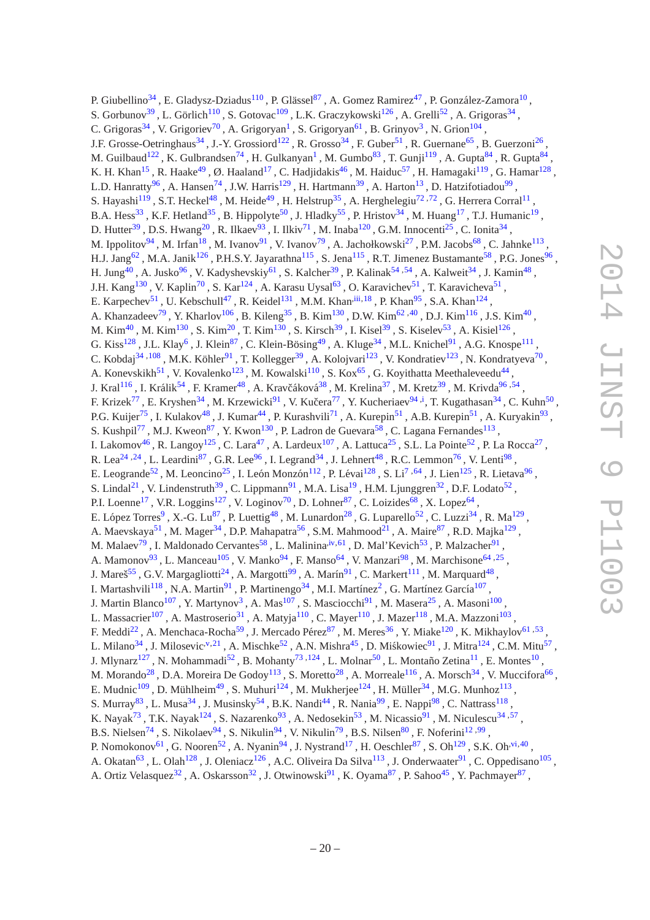P. Giubellino[34] , E. Gladysz-Dziadus[110] , P. Glässel[87] , A. Gomez Ramirez[47] , P. González-Zamora[10] , S. Gorbunov[39] , L. Görlich[110] , S. Gotovac[109] , L.K. Graczykowski[126] , A. Grelli[52] , A. Grigoras[34] , C. Grigoras[34] , V. Grigoriev[70] , A. Grigoryan[1] , S. Grigoryan[61] , B. Grinyov[3] , N. Grion[104] , J.F. Grosse-Oetringhaus[34] , J.-Y. Grossiord[122] , R. Grosso[34] , F. Guber[51] , R. Guernane[65] , B. Guerzoni[26] , M. Guilbaud[122] , K. Gulbrandsen[74] , H. Gulkanyan[1] , M. Gumbo[83] , T. Gunji[119] , A. Gupta[84] , R. Gupta[84] , K. H. Khan[15] , R. Haake[49] , Ø. Haaland[17] , C. Hadjidakis[46] , M. Haiduc[57] , H. Hamagaki[119] , G. Hamar[128] , L.D. Hanratty[96] , A. Hansen[74] , J.W. Harris[129] , H. Hartmann[39] , A. Harton[13] , D. Hatzifotiadou[99] , S. Hayashi[119] , S.T. Heckel[48] , M. Heide[49] , H. Helstrup[35] , A. Herghelegiu[72,72] , G. Herrera Corral[11] , B.A. Hess[33] , K.F. Hetland[35] , B. Hippolyte[50] , J. Hladky[55] , P. Hristov[34] , M. Huang[17] , T.J. Humanic[19] , D. Hutter[39] , D.S. Hwang[20] , R. Ilkaev[93] , I. Ilkiv[71] , M. Inaba[120] , G.M. Innocenti[25] , C. Ionita[34] , M. Ippolitov[94] , M. Irfan[18] , M. Ivanov[91] , V. Ivanov[79] , A. Jachołkowski[27] , P.M. Jacobs[68] , C. Jahnke[113] , H.J. Jang[62] , M.A. Janik[126] , P.H.S.Y. Jayarathna[115] , S. Jena[115] , R.T. Jimenez Bustamante[58] , P.G. Jones[96] , H. Jung[40] , A. Jusko[96] , V. Kadyshevskiy[61] , S. Kalcher[39] , P. Kalinak[54,54] , A. Kalweit[34] , J. Kamin[48] , J.H. Kang[130] , V. Kaplin[70] , S. Kar[124] , A. Karasu Uysal[63] , O. Karavichev[51] , T. Karavicheva[51] , E. Karpechev[51] , U. Kebschull[47] , R. Keidel[131] , M.M. Khan[iii,18] , P. Khan[95] , S.A. Khan[124] , A. Khanzadeev[79] , Y. Kharlov[106] , B. Kileng[35] , B. Kim[130] , D.W. Kim[62,40] , D.J. Kim[116] , J.S. Kim[40] , M. Kim[40] , M. Kim[130] , S. Kim[20] , T. Kim[130] , S. Kirsch[39] , I. Kisel[39] , S. Kiselev[53] , A. Kisiel[126] , G. Kiss[128] , J.L. Klay[6] , J. Klein[87] , C. Klein-Bösing[49] , A. Kluge[34] , M.L. Knichel[91] , A.G. Knospe[111] , C. Kobdaj[34,108] , M.K. Köhler[91] , T. Kollegger[39] , A. Kolojvari[123] , V. Kondratiev[123] , N. Kondratyeva[70] , A. Konevskikh[51] , V. Kovalenko[123] , M. Kowalski[110] , S. Kox[65] , G. Koyithatta Meethaleveedu[44] , J. Kral[116] , I. Králik[54] , F. Kramer[48] , A. Kravčáková[38] , M. Krelina[37] , M. Kretz[39] , M. Krivda[96,54] , F. Krizek[77] , E. Kryshen[34] , M. Krzewicki[91] , V. Kučera[77] , Y. Kucheriaev[94,i] , T. Kugathasan[34] , C. Kuhn[50] , P.G. Kuijer[75] , I. Kulakov[48] , J. Kumar[44] , P. Kurashvili[71] , A. Kurepin[51] , A.B. Kurepin[51] , A. Kuryakin[93] , S. Kushpil[77] , M.J. Kweon[87] , Y. Kwon[130] , P. Ladron de Guevara[58] , C. Lagana Fernandes[113] , I. Lakomov[46] , R. Langoy[125] , C. Lara[47] , A. Lardeux[107] , A. Lattuca[25] , S.L. La Pointe[52] , P. La Rocca[27] , R. Lea[24,24] , L. Leardini[87] , G.R. Lee[96] , I. Legrand[34] , J. Lehnert[48] , R.C. Lemmon[76] , V. Lenti[98] , E. Leogrande[52] , M. Leoncino[25] , I. León Monzón[112] , P. Lévai[128] , S. Li[7,64] , J. Lien[125] , R. Lietava[96] , S. Lindal[21] , V. Lindenstruth[39] , C. Lippmann[91] , M.A. Lisa[19] , H.M. Ljunggren[32] , D.F. Lodato[52] , P.I. Loenne[17] , V.R. Loggins[127] , V. Loginov[70] , D. Lohner[87] , C. Loizides[68] , X. Lopez[64] , E. López Torres[9] , X.-G. Lu[87] , P. Luettig[48] , M. Lunardon[28] , G. Luparello[52] , C. Luzzi[34] , R. Ma[129] , A. Maevskaya[51] , M. Mager[34] , D.P. Mahapatra[56] , S.M. Mahmood[21] , A. Maire[87] , R.D. Majka[129] , M. Malaev[79] , I. Maldonado Cervantes[58] , L. Malinina[iv,61] , D. Mal'Kevich[53] , P. Malzacher[91] , A. Mamonov[93] , L. Manceau[105] , V. Manko[94] , F. Manso[64] , V. Manzari[98] , M. Marchisone[64,25] , J. Mareš[55] , G.V. Margagliotti[24] , A. Margotti[99] , A. Marín[91] , C. Markert[111] , M. Marquard[48] , I. Martashvili[118] , N.A. Martin[91] , P. Martinengo[34] , M.I. Martínez[2] , G. Martínez García[107] , J. Martin Blanco[107] , Y. Martynov[3] , A. Mas[107] , S. Masciocchi[91] , M. Masera[25] , A. Masoni[100] , L. Massacrier[107] , A. Mastroserio[31] , A. Matyja[110] , C. Mayer[110] , J. Mazer[118] , M.A. Mazzoni[103] , F. Meddi[22] , A. Menchaca-Rocha[59] , J. Mercado Pérez[87] , M. Meres[36] , Y. Miake[120] , K. Mikhaylov[61,53] , L. Milano[34] , J. Milosevic[v,21] , A. Mischke[52] , A.N. Mishra[45] , D. Miśkowiec[91] , J. Mitra[124] , C.M. Mitu[57] , J. Mlynarz[127] , N. Mohammadi[52] , B. Mohanty[73,124] , L. Molnar[50] , L. Montaño Zetina[11] , E. Montes[10] , M. Morando[28] , D.A. Moreira De Godoy[113] , S. Moretto[28] , A. Morreale[116] , A. Morsch[34] , V. Muccifora[66] , E. Mudnic[109] , D. Mühlheim[49] , S. Muhuri[124] , M. Mukherjee[124] , H. Müller[34] , M.G. Munhoz[113] , S. Murray[83] , L. Musa[34] , J. Musinsky[54] , B.K. Nandi[44] , R. Nania[99] , E. Nappi[98] , C. Nattrass[118] , K. Nayak[73] , T.K. Nayak[124] , S. Nazarenko[93] , A. Nedosekin[53] , M. Nicassio[91] , M. Niculescu[34,57] , B.S. Nielsen[74] , S. Nikolaev[94] , S. Nikulin[94] , V. Nikulin[79] , B.S. Nilsen[80] , F. Noferini[12,99] , P. Nomokonov[61] , G. Nooren[52] , A. Nyanin[94] , J. Nystrand[17] , H. Oeschler[87] , S. Oh[129] , S.K. Oh[vi,40] , A. Okatan[63] , L. Olah[128] , J. Oleniacz[126] , A.C. Oliveira Da Silva[113] , J. Onderwaater[91] , C. Oppedisano[105] , A. Ortiz Velasquez[32] , A. Oskarsson[32] , J. Otwinowski[91] , K. Oyama[87] , P. Sahoo[45] , Y. Pachmayer[87] ,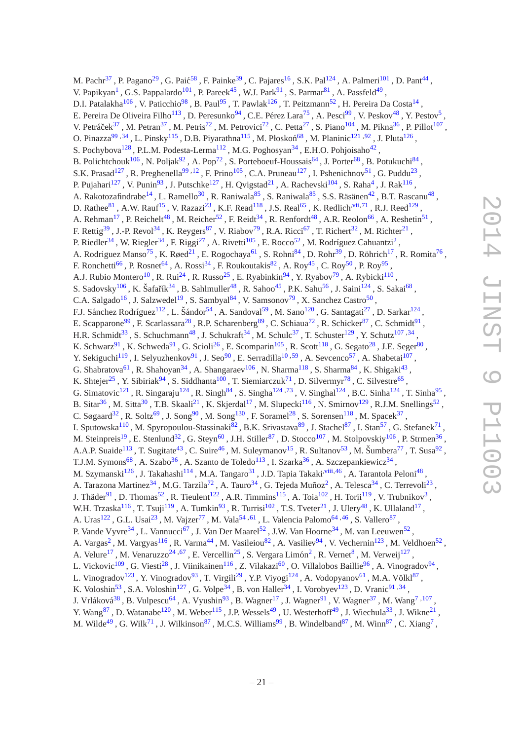M. Pachr[37], P. Pagano[29], G. Paić[58], F. Painke[39], C. Pajares[16], S.K. Pal[124], A. Palmeri[101], D. Pant[44], V. Papikyan[1], G.S. Pappalardo[101], P. Pareek[45], W.J. Park[91], S. Parmar[81], A. Passfeld[49], D.I. Patalakha[106], V. Paticchio[98], B. Paul[95], T. Pawlak[126], T. Peitzmann[52], H. Pereira Da Costa[14], E. Pereira De Oliveira Filho[113], D. Peresunko[94], C.E. Pérez Lara[75], A. Pesci[99], V. Peskov[48], Y. Pestov[5], V. Petráček[37], M. Petran[37], M. Petris[72], M. Petrovici[72], C. Petta[27], S. Piano[104], M. Pikna[36], P. Pillot[107], O. Pinazza[99,34], L. Pinsky[115], D.B. Piyarathna[115], M. Płoskoń[68], M. Planinic[121,92], J. Pluta[126], S. Pochybova[128], P.L.M. Podesta-Lerma[112], M.G. Poghosyan[34], E.H.O. Pohjoisaho[42], B. Polichtchouk[106], N. Poljak[92], A. Pop[72], S. Porteboeuf-Houssais[64], J. Porter[68], B. Potukuchi[84], S.K. Prasad[127], R. Preghenella[99,12], F. Prino[105], C.A. Pruneau[127], I. Pshenichnov[51], G. Puddu[23], P. Pujahari[127], V. Punin[93], J. Putschke[127], H. Qvigstad[21], A. Rachevski[104], S. Raha[4], J. Rak[116], A. Rakotozafindrabe[14], L. Ramello[30], R. Raniwala[85], S. Raniwala[85], S.S. Räsänen[42], B.T. Rascanu[48], D. Rathee[81], A.W. Rauf[15], V. Razazi[23], K.F. Read[118], J.S. Real[65], K. Redlich[vii,71], R.J. Reed[129], A. Rehman[17], P. Reichelt[48], M. Reicher[52], F. Reidt[34], R. Renfordt[48], A.R. Reolon[66], A. Reshetin[51], F. Rettig[39], J.-P. Revol[34], K. Reygers[87], V. Riabov[79], R.A. Ricci[67], T. Richert[32], M. Richter[21], P. Riedler[34], W. Riegler[34], F. Riggi[27], A. Rivetti[105], E. Rocco[52], M. Rodríguez Cahuantzi[2], A. Rodriguez Manso[75], K. Røed[21], E. Rogochaya[61], S. Rohni[84], D. Rohr[39], D. Röhrich[17], R. Romita[76], F. Ronchetti[66], P. Rosnet[64], A. Rossi[34], F. Roukoutakis[82], A. Roy[45], C. Roy[50], P. Roy[95], A.J. Rubio Montero[10], R. Rui[24], R. Russo[25], E. Ryabinkin[94], Y. Ryabov[79], A. Rybicki[110], S. Sadovsky[106], K. Šafařík[34], B. Sahlmuller[48], R. Sahoo[45], P.K. Sahu[56], J. Saini[124], S. Sakai[68], C.A. Salgado[16], J. Salzwedel[19], S. Sambyal[84], V. Samsonov[79], X. Sanchez Castro[50], F.J. Sánchez Rodríguez[112], L. Šándor[54], A. Sandoval[59], M. Sano[120], G. Santagati[27], D. Sarkar[124], E. Scapparone[99], F. Scarlassara[28], R.P. Scharenberg[89], C. Schiaua[72], R. Schicker[87], C. Schmidt[91], H.R. Schmidt[33], S. Schuchmann[48], J. Schukraft[34], M. Schulc[37], T. Schuster[129], Y. Schutz[107,34], K. Schwarz[91], K. Schweda[91], G. Scioli[26], E. Scomparin[105], R. Scott[118], G. Segato[28], J.E. Seger[80], Y. Sekiguchi[119], I. Selyuzhenkov[91], J. Seo[90], E. Serradilla[10,59], A. Sevcenco[57], A. Shabetai[107], G. Shabratova[61], R. Shahoyan[34], A. Shangaraev[106], N. Sharma[118], S. Sharma[84], K. Shigaki[43], K. Shtejer[25], Y. Sibiriak[94], S. Siddhanta[100], T. Siemiarczuk[71], D. Silvermyr[78], C. Silvestre[65], G. Simatovic[121], R. Singaraju[124], R. Singh[84], S. Singha[124,73], V. Singhal[124], B.C. Sinha[124], T. Sinha[95], B. Sitar[36], M. Sitta[30], T.B. Skaali[21], K. Skjerdal[17], M. Slupecki[116], N. Smirnov[129], R.J.M. Snellings[52], C. Søgaard[32], R. Soltz[69], J. Song[90], M. Song[130], F. Soramel[28], S. Sorensen[118], M. Spacek[37], I. Sputowska[110], M. Spyropoulou-Stassinaki[82], B.K. Srivastava[89], J. Stachel[87], I. Stan[57], G. Stefanek[71], M. Steinpreis[19], E. Stenlund[32], G. Steyn[60], J.H. Stiller[87], D. Stocco[107], M. Stolpovskiy[106], P. Strmen[36], A.A.P. Suaide[113], T. Sugitate[43], C. Suire[46], M. Suleymanov[15], R. Sultanov[53], M. Šumbera[77], T. Susa[92], T.J.M. Symons[68], A. Szabo[36], A. Szanto de Toledo[113], I. Szarka[36], A. Szczepankiewicz[34], M. Szymanski[126], J. Takahashi[114], M.A. Tangaro[31], J.D. Tapia Takaki[viii,46], A. Tarantola Peloni[48], A. Tarazona Martinez[34], M.G. Tarzila[72], A. Tauro[34], G. Tejeda Muñoz[2], A. Telesca[34], C. Terrevoli[23], J. Thäder[91], D. Thomas[52], R. Tieulent[122], A.R. Timmins[115], A. Toia[102], H. Torii[119], V. Trubnikov[3], W.H. Trzaska[116], T. Tsuji[119], A. Tumkin[93], R. Turrisi[102], T.S. Tveter[21], J. Ulery[48], K. Ullaland[17], A. Uras[122], G.L. Usai[23], M. Vajzer[77], M. Vala[54,61], L. Valencia Palomo[64,46], S. Vallero[87], P. Vande Vyvre[34], L. Vannucci[67], J. Van Der Maarel[52], J.W. Van Hoorne[34], M. van Leeuwen[52], A. Vargas[2], M. Vargyas[116], R. Varma[44], M. Vasileiou[82], A. Vasiliev[94], V. Vechernin[123], M. Veldhoen[52], A. Velure[17], M. Venaruzzo[24,67], E. Vercellin[25], S. Vergara Limón[2], R. Vernet[8], M. Verweij[127], L. Vickovic[109], G. Viesti[28], J. Viinikainen[116], Z. Vilakazi[60], O. Villalobos Baillie[96], A. Vinogradov[94], L. Vinogradov[123], Y. Vinogradov[93], T. Virgili[29], Y.P. Viyogi[124], A. Vodopyanov[61], M.A. Völkl[87], K. Voloshin[53], S.A. Voloshin[127], G. Volpe[34], B. von Haller[34], I. Vorobyev[123], D. Vranic[91,34], J. Vrláková[38], B. Vulpescu[64], A. Vyushin[93], B. Wagner[17], J. Wagner[91], V. Wagner[37], M. Wang[7,107], Y. Wang[87], D. Watanabe[120], M. Weber[115], J.P. Wessels[49], U. Westerhoff[49], J. Wiechula[33], J. Wikne[21], M. Wilde[49], G. Wilk[71], J. Wilkinson[87], M.C.S. Williams[99], B. Windelband[87], M. Winn[87], C. Xiang[7],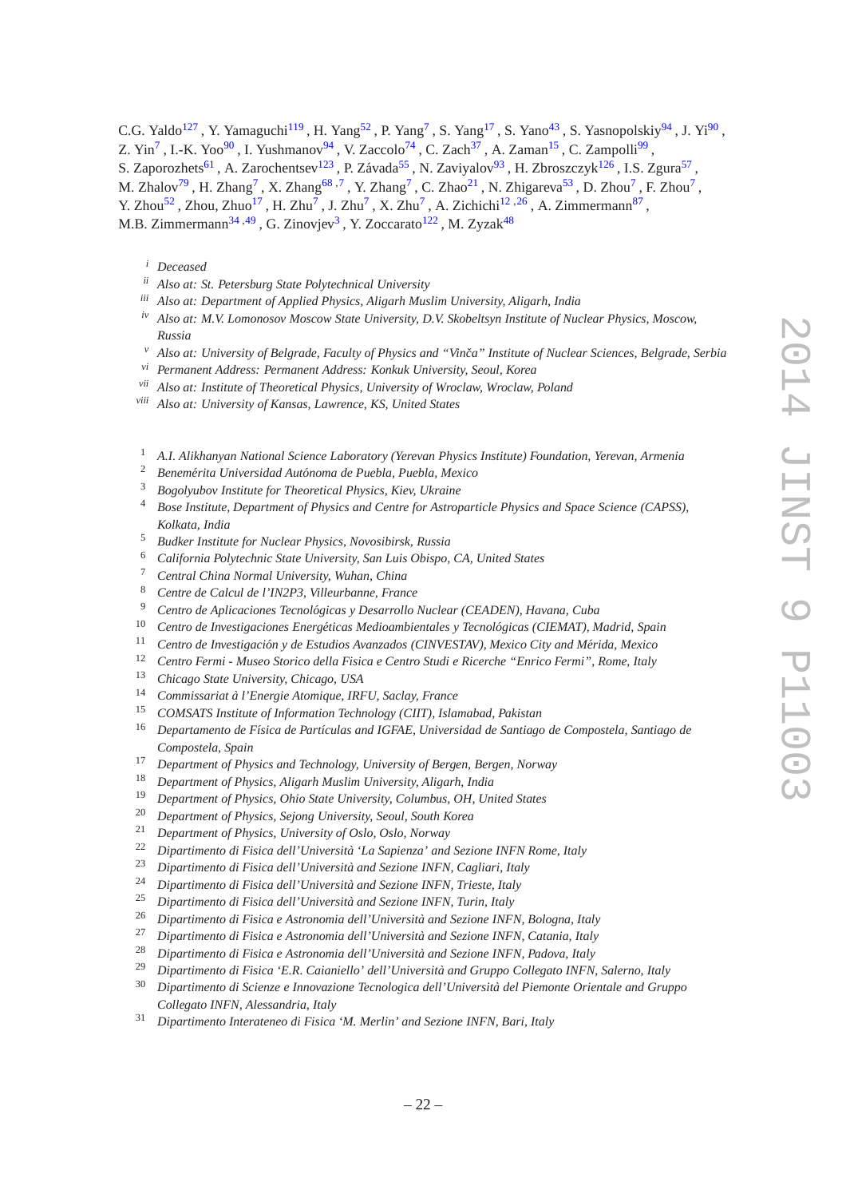C.G. Yaldo[127] , Y. Yamaguchi[119] , H. Yang[52] , P. Yang[7] , S. Yang[17] , S. Yano[43] , S. Yasnopolskiy[94] , J. Yi[90] , Z. Yin[7] , I.-K. Yoo[90] , I. Yushmanov[94] , V. Zaccolo[74] , C. Zach[37] , A. Zaman[15] , C. Zampolli[99] , S. Zaporozhets[61] , A. Zarochentsev[123] , P. Závada[55] , N. Zaviyalov[93] , H. Zbroszczyk[126] , I.S. Zgura[57] , M. Zhalov[79] , H. Zhang[7] , X. Zhang[68,7] , Y. Zhang[7] , C. Zhao[21] , N. Zhigareva[53] , D. Zhou[7] , F. Zhou[7] , Y. Zhou[52] , Zhou, Zhuo[17] , H. Zhu[7] , J. Zhu[7] , X. Zhu[7] , A. Zichichi[12,26] , A. Zimmermann[87] , M.B. Zimmermann[34,49] , G. Zinovjev[3] , Y. Zoccarato[122] , M. Zyzak[48]

[i] *Deceased*
[ii] *Also at: St. Petersburg State Polytechnical University*
[iii] *Also at: Department of Applied Physics, Aligarh Muslim University, Aligarh, India*
[iv] *Also at: M.V. Lomonosov Moscow State University, D.V. Skobeltsyn Institute of Nuclear Physics, Moscow, Russia*
[v] *Also at: University of Belgrade, Faculty of Physics and "Vinča" Institute of Nuclear Sciences, Belgrade, Serbia*
[vi] *Permanent Address: Permanent Address: Konkuk University, Seoul, Korea*
[vii] *Also at: Institute of Theoretical Physics, University of Wroclaw, Wroclaw, Poland*
[viii] *Also at: University of Kansas, Lawrence, KS, United States*

[1] *A.I. Alikhanyan National Science Laboratory (Yerevan Physics Institute) Foundation, Yerevan, Armenia*
[2] *Benemérita Universidad Autónoma de Puebla, Puebla, Mexico*
[3] *Bogolyubov Institute for Theoretical Physics, Kiev, Ukraine*
[4] *Bose Institute, Department of Physics and Centre for Astroparticle Physics and Space Science (CAPSS), Kolkata, India*
[5] *Budker Institute for Nuclear Physics, Novosibirsk, Russia*
[6] *California Polytechnic State University, San Luis Obispo, CA, United States*
[7] *Central China Normal University, Wuhan, China*
[8] *Centre de Calcul de l'IN2P3, Villeurbanne, France*
[9] *Centro de Aplicaciones Tecnológicas y Desarrollo Nuclear (CEADEN), Havana, Cuba*
[10] *Centro de Investigaciones Energéticas Medioambientales y Tecnológicas (CIEMAT), Madrid, Spain*
[11] *Centro de Investigación y de Estudios Avanzados (CINVESTAV), Mexico City and Mérida, Mexico*
[12] *Centro Fermi - Museo Storico della Fisica e Centro Studi e Ricerche "Enrico Fermi", Rome, Italy*
[13] *Chicago State University, Chicago, USA*
[14] *Commissariat à l'Energie Atomique, IRFU, Saclay, France*
[15] *COMSATS Institute of Information Technology (CIIT), Islamabad, Pakistan*
[16] *Departamento de Física de Partículas and IGFAE, Universidad de Santiago de Compostela, Santiago de Compostela, Spain*
[17] *Department of Physics and Technology, University of Bergen, Bergen, Norway*
[18] *Department of Physics, Aligarh Muslim University, Aligarh, India*
[19] *Department of Physics, Ohio State University, Columbus, OH, United States*
[20] *Department of Physics, Sejong University, Seoul, South Korea*
[21] *Department of Physics, University of Oslo, Oslo, Norway*
[22] *Dipartimento di Fisica dell'Università 'La Sapienza' and Sezione INFN Rome, Italy*
[23] *Dipartimento di Fisica dell'Università and Sezione INFN, Cagliari, Italy*
[24] *Dipartimento di Fisica dell'Università and Sezione INFN, Trieste, Italy*
[25] *Dipartimento di Fisica dell'Università and Sezione INFN, Turin, Italy*
[26] *Dipartimento di Fisica e Astronomia dell'Università and Sezione INFN, Bologna, Italy*
[27] *Dipartimento di Fisica e Astronomia dell'Università and Sezione INFN, Catania, Italy*
[28] *Dipartimento di Fisica e Astronomia dell'Università and Sezione INFN, Padova, Italy*
[29] *Dipartimento di Fisica 'E.R. Caianiello' dell'Università and Gruppo Collegato INFN, Salerno, Italy*
[30] *Dipartimento di Scienze e Innovazione Tecnologica dell'Università del Piemonte Orientale and Gruppo Collegato INFN, Alessandria, Italy*
[31] *Dipartimento Interateneo di Fisica 'M. Merlin' and Sezione INFN, Bari, Italy*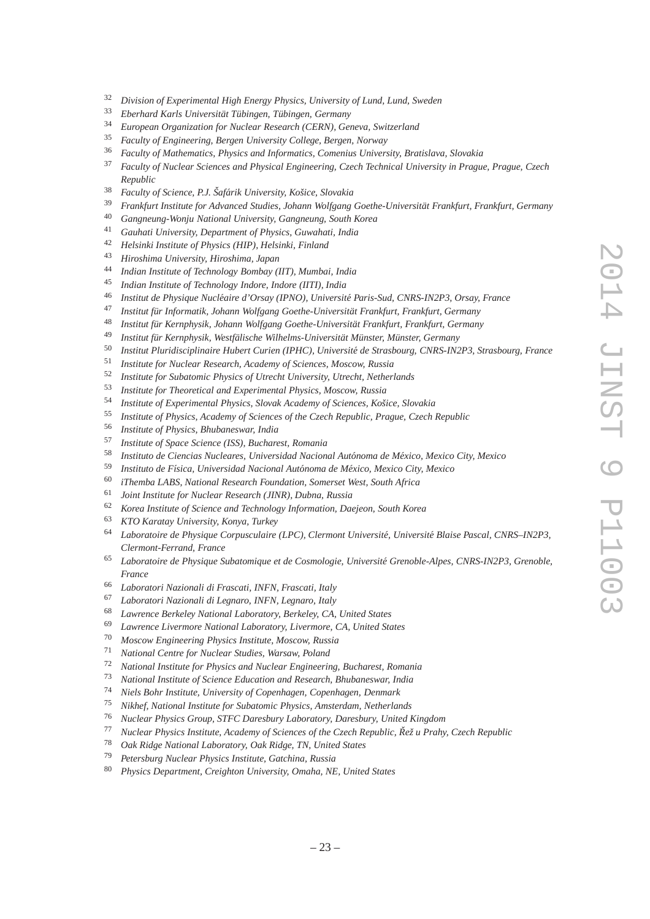[32] *Division of Experimental High Energy Physics, University of Lund, Lund, Sweden*
[33] *Eberhard Karls Universität Tübingen, Tübingen, Germany*
[34] *European Organization for Nuclear Research (CERN), Geneva, Switzerland*
[35] *Faculty of Engineering, Bergen University College, Bergen, Norway*
[36] *Faculty of Mathematics, Physics and Informatics, Comenius University, Bratislava, Slovakia*
[37] *Faculty of Nuclear Sciences and Physical Engineering, Czech Technical University in Prague, Prague, Czech Republic*
[38] *Faculty of Science, P.J. Šafárik University, Košice, Slovakia*
[39] *Frankfurt Institute for Advanced Studies, Johann Wolfgang Goethe-Universität Frankfurt, Frankfurt, Germany*
[40] *Gangneung-Wonju National University, Gangneung, South Korea*
[41] *Gauhati University, Department of Physics, Guwahati, India*
[42] *Helsinki Institute of Physics (HIP), Helsinki, Finland*
[43] *Hiroshima University, Hiroshima, Japan*
[44] *Indian Institute of Technology Bombay (IIT), Mumbai, India*
[45] *Indian Institute of Technology Indore, Indore (IITI), India*
[46] *Institut de Physique Nucléaire d'Orsay (IPNO), Université Paris-Sud, CNRS-IN2P3, Orsay, France*
[47] *Institut für Informatik, Johann Wolfgang Goethe-Universität Frankfurt, Frankfurt, Germany*
[48] *Institut für Kernphysik, Johann Wolfgang Goethe-Universität Frankfurt, Frankfurt, Germany*
[49] *Institut für Kernphysik, Westfälische Wilhelms-Universität Münster, Münster, Germany*
[50] *Institut Pluridisciplinaire Hubert Curien (IPHC), Université de Strasbourg, CNRS-IN2P3, Strasbourg, France*
[51] *Institute for Nuclear Research, Academy of Sciences, Moscow, Russia*
[52] *Institute for Subatomic Physics of Utrecht University, Utrecht, Netherlands*
[53] *Institute for Theoretical and Experimental Physics, Moscow, Russia*
[54] *Institute of Experimental Physics, Slovak Academy of Sciences, Košice, Slovakia*
[55] *Institute of Physics, Academy of Sciences of the Czech Republic, Prague, Czech Republic*
[56] *Institute of Physics, Bhubaneswar, India*
[57] *Institute of Space Science (ISS), Bucharest, Romania*
[58] *Instituto de Ciencias Nucleares, Universidad Nacional Autónoma de México, Mexico City, Mexico*
[59] *Instituto de Física, Universidad Nacional Autónoma de México, Mexico City, Mexico*
[60] *iThemba LABS, National Research Foundation, Somerset West, South Africa*
[61] *Joint Institute for Nuclear Research (JINR), Dubna, Russia*
[62] *Korea Institute of Science and Technology Information, Daejeon, South Korea*
[63] *KTO Karatay University, Konya, Turkey*
[64] *Laboratoire de Physique Corpusculaire (LPC), Clermont Université, Université Blaise Pascal, CNRS–IN2P3, Clermont-Ferrand, France*
[65] *Laboratoire de Physique Subatomique et de Cosmologie, Université Grenoble-Alpes, CNRS-IN2P3, Grenoble, France*
[66] *Laboratori Nazionali di Frascati, INFN, Frascati, Italy*
[67] *Laboratori Nazionali di Legnaro, INFN, Legnaro, Italy*
[68] *Lawrence Berkeley National Laboratory, Berkeley, CA, United States*
[69] *Lawrence Livermore National Laboratory, Livermore, CA, United States*
[70] *Moscow Engineering Physics Institute, Moscow, Russia*
[71] *National Centre for Nuclear Studies, Warsaw, Poland*
[72] *National Institute for Physics and Nuclear Engineering, Bucharest, Romania*
[73] *National Institute of Science Education and Research, Bhubaneswar, India*
[74] *Niels Bohr Institute, University of Copenhagen, Copenhagen, Denmark*
[75] *Nikhef, National Institute for Subatomic Physics, Amsterdam, Netherlands*
[76] *Nuclear Physics Group, STFC Daresbury Laboratory, Daresbury, United Kingdom*
[77] *Nuclear Physics Institute, Academy of Sciences of the Czech Republic, Řež u Prahy, Czech Republic*
[78] *Oak Ridge National Laboratory, Oak Ridge, TN, United States*
[79] *Petersburg Nuclear Physics Institute, Gatchina, Russia*
[80] *Physics Department, Creighton University, Omaha, NE, United States*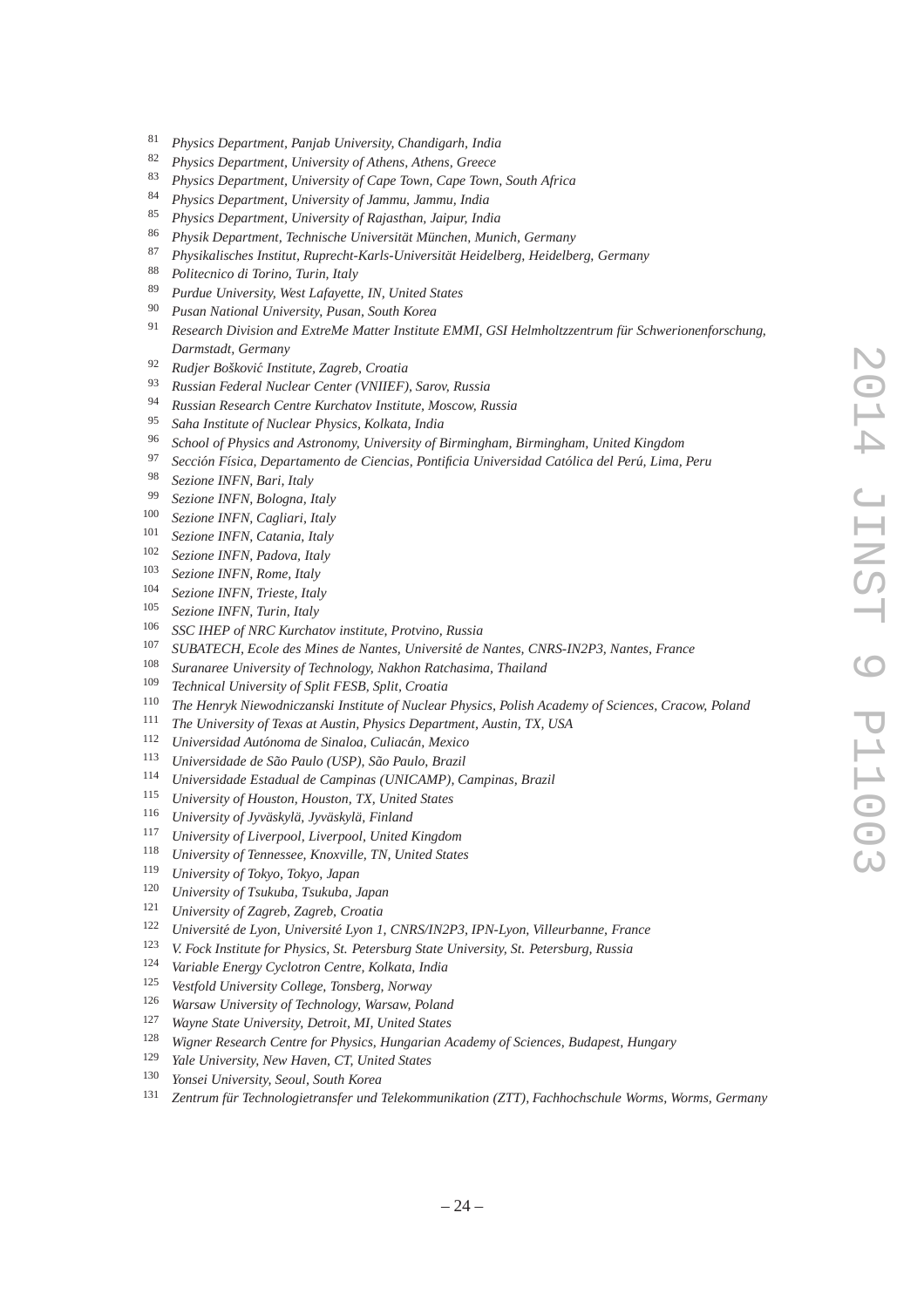[81] *Physics Department, Panjab University, Chandigarh, India*
[82] *Physics Department, University of Athens, Athens, Greece*
[83] *Physics Department, University of Cape Town, Cape Town, South Africa*
[84] *Physics Department, University of Jammu, Jammu, India*
[85] *Physics Department, University of Rajasthan, Jaipur, India*
[86] *Physik Department, Technische Universität München, Munich, Germany*
[87] *Physikalisches Institut, Ruprecht-Karls-Universität Heidelberg, Heidelberg, Germany*
[88] *Politecnico di Torino, Turin, Italy*
[89] *Purdue University, West Lafayette, IN, United States*
[90] *Pusan National University, Pusan, South Korea*
[91] *Research Division and ExtreMe Matter Institute EMMI, GSI Helmholtzzentrum für Schwerionenforschung, Darmstadt, Germany*
[92] *Rudjer Bošković Institute, Zagreb, Croatia*
[93] *Russian Federal Nuclear Center (VNIIEF), Sarov, Russia*
[94] *Russian Research Centre Kurchatov Institute, Moscow, Russia*
[95] *Saha Institute of Nuclear Physics, Kolkata, India*
[96] *School of Physics and Astronomy, University of Birmingham, Birmingham, United Kingdom*
[97] *Sección Física, Departamento de Ciencias, Pontificia Universidad Católica del Perú, Lima, Peru*
[98] *Sezione INFN, Bari, Italy*
[99] *Sezione INFN, Bologna, Italy*
[100] *Sezione INFN, Cagliari, Italy*
[101] *Sezione INFN, Catania, Italy*
[102] *Sezione INFN, Padova, Italy*
[103] *Sezione INFN, Rome, Italy*
[104] *Sezione INFN, Trieste, Italy*
[105] *Sezione INFN, Turin, Italy*
[106] *SSC IHEP of NRC Kurchatov institute, Protvino, Russia*
[107] *SUBATECH, Ecole des Mines de Nantes, Université de Nantes, CNRS-IN2P3, Nantes, France*
[108] *Suranaree University of Technology, Nakhon Ratchasima, Thailand*
[109] *Technical University of Split FESB, Split, Croatia*
[110] *The Henryk Niewodniczanski Institute of Nuclear Physics, Polish Academy of Sciences, Cracow, Poland*
[111] *The University of Texas at Austin, Physics Department, Austin, TX, USA*
[112] *Universidad Autónoma de Sinaloa, Culiacán, Mexico*
[113] *Universidade de São Paulo (USP), São Paulo, Brazil*
[114] *Universidade Estadual de Campinas (UNICAMP), Campinas, Brazil*
[115] *University of Houston, Houston, TX, United States*
[116] *University of Jyväskylä, Jyväskylä, Finland*
[117] *University of Liverpool, Liverpool, United Kingdom*
[118] *University of Tennessee, Knoxville, TN, United States*
[119] *University of Tokyo, Tokyo, Japan*
[120] *University of Tsukuba, Tsukuba, Japan*
[121] *University of Zagreb, Zagreb, Croatia*
[122] *Université de Lyon, Université Lyon 1, CNRS/IN2P3, IPN-Lyon, Villeurbanne, France*
[123] *V. Fock Institute for Physics, St. Petersburg State University, St. Petersburg, Russia*
[124] *Variable Energy Cyclotron Centre, Kolkata, India*
[125] *Vestfold University College, Tonsberg, Norway*
[126] *Warsaw University of Technology, Warsaw, Poland*
[127] *Wayne State University, Detroit, MI, United States*
[128] *Wigner Research Centre for Physics, Hungarian Academy of Sciences, Budapest, Hungary*
[129] *Yale University, New Haven, CT, United States*
[130] *Yonsei University, Seoul, South Korea*
[131] *Zentrum für Technologietransfer und Telekommunikation (ZTT), Fachhochschule Worms, Worms, Germany*